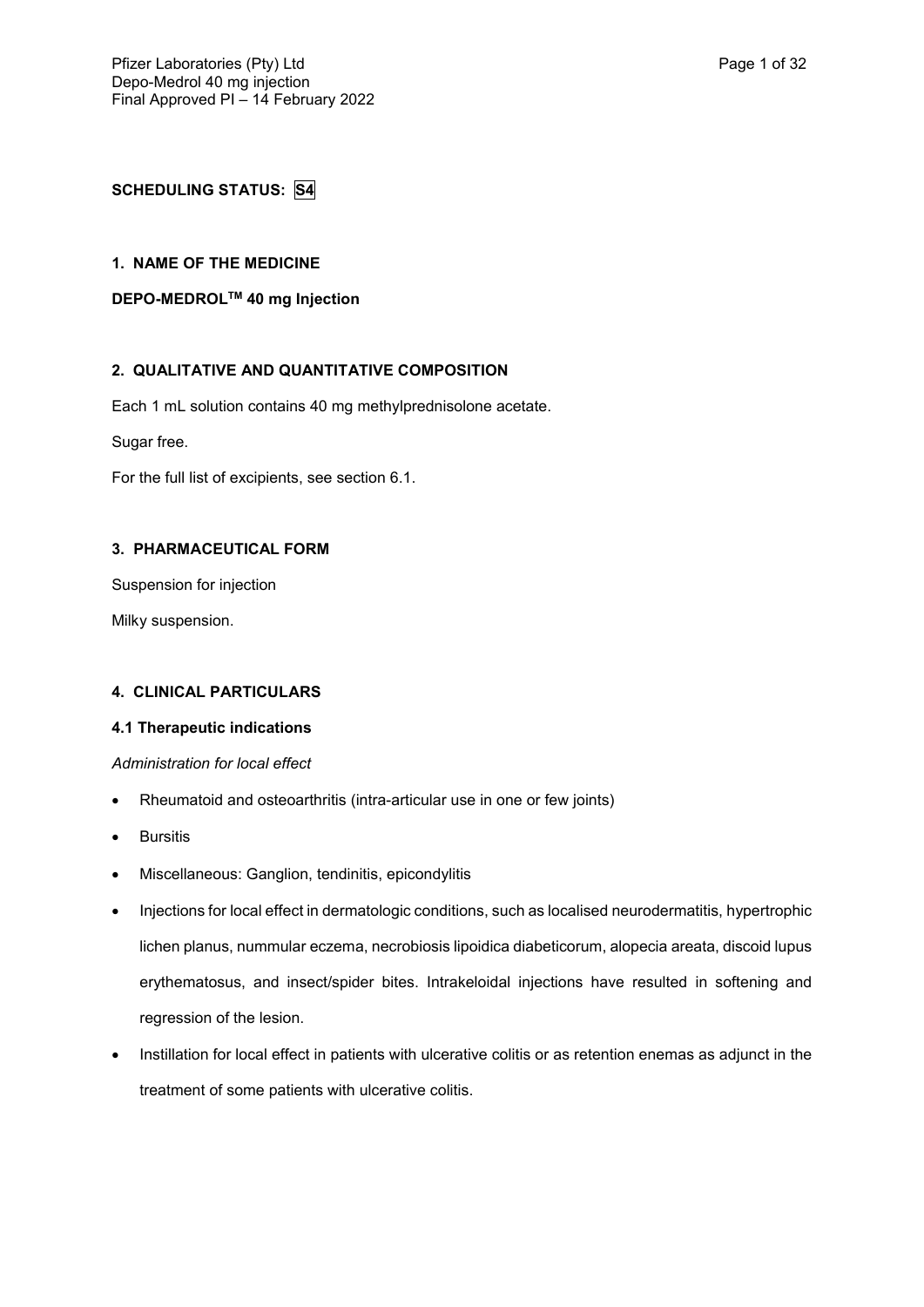**SCHEDULING STATUS: S4**

**1. NAME OF THE MEDICINE**

**DEPO-MEDROL™ 40 mg Injection**

**2. QUALITATIVE AND QUANTITATIVE COMPOSITION**

Each 1 mL solution contains 40 mg methylprednisolone acetate.

Sugar free.

For the full list of excipients, see section 6.1.

**3. PHARMACEUTICAL FORM**

Suspension for injection

Milky suspension.

**4. CLINICAL PARTICULARS**

**4.1 Therapeutic indications**

*Administration for local effect*

- Rheumatoid and osteoarthritis (intra-articular use in one or few joints)
- Bursitis
- Miscellaneous: Ganglion, tendinitis, epicondylitis
- Injections for local effect in dermatologic conditions, such as localised neurodermatitis, hypertrophic lichen planus, nummular eczema, necrobiosis lipoidica diabeticorum, alopecia areata, discoid lupus erythematosus, and insect/spider bites. Intrakeloidal injections have resulted in softening and regression of the lesion.
- Instillation for local effect in patients with ulcerative colitis or as retention enemas as adjunct in the treatment of some patients with ulcerative colitis.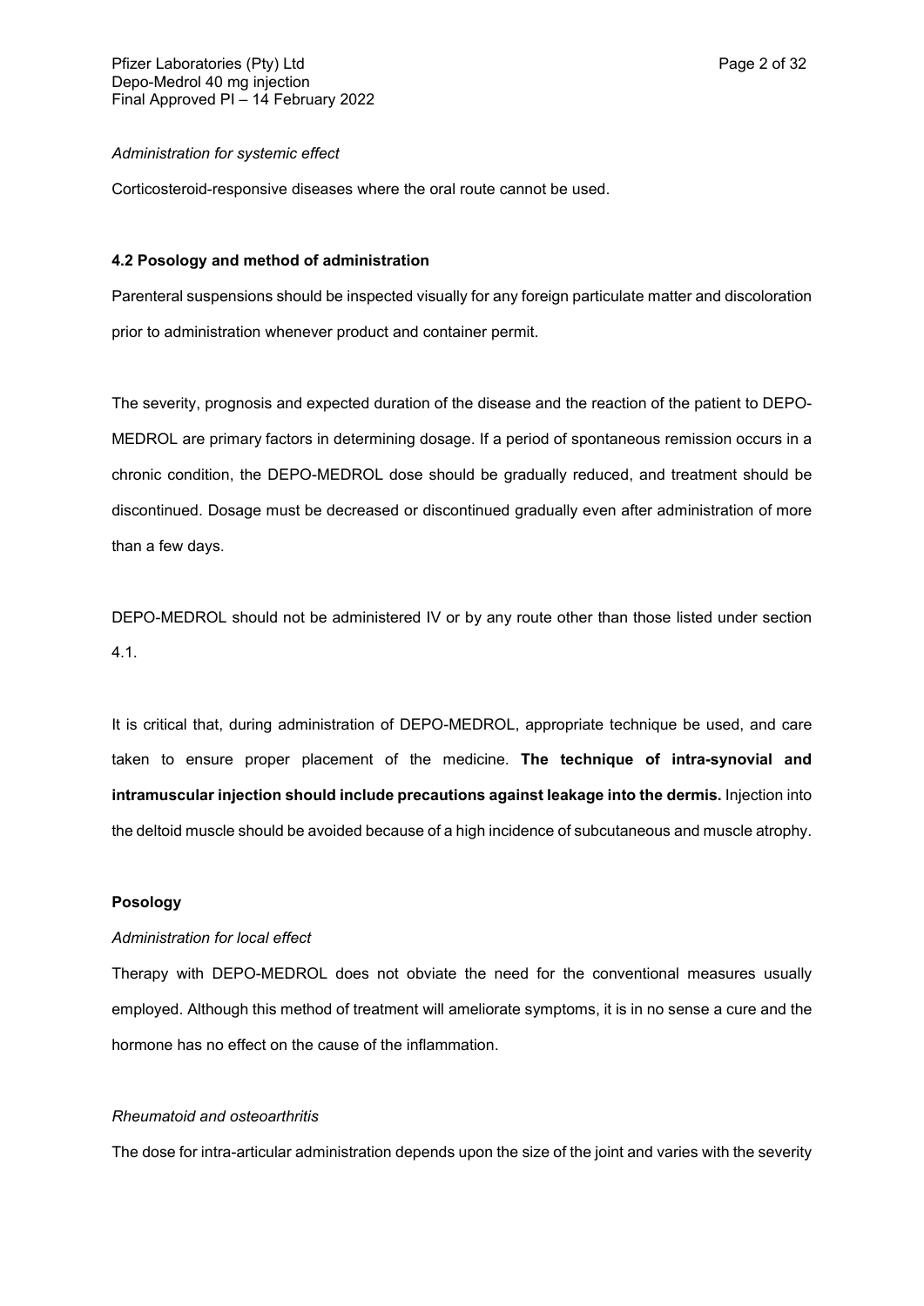*Administration for systemic effect*

Corticosteroid-responsive diseases where the oral route cannot be used.

**4.2 Posology and method of administration**

Parenteral suspensions should be inspected visually for any foreign particulate matter and discoloration prior to administration whenever product and container permit.

The severity, prognosis and expected duration of the disease and the reaction of the patient to DEPO-MEDROL are primary factors in determining dosage. If a period of spontaneous remission occurs in a chronic condition, the DEPO-MEDROL dose should be gradually reduced, and treatment should be discontinued. Dosage must be decreased or discontinued gradually even after administration of more than a few days.

DEPO-MEDROL should not be administered IV or by any route other than those listed under section 4.1.

It is critical that, during administration of DEPO-MEDROL, appropriate technique be used, and care taken to ensure proper placement of the medicine. **The technique of intra-synovial and intramuscular injection should include precautions against leakage into the dermis.** Injection into the deltoid muscle should be avoided because of a high incidence of subcutaneous and muscle atrophy.

**Posology**

*Administration for local effect*

Therapy with DEPO-MEDROL does not obviate the need for the conventional measures usually employed. Although this method of treatment will ameliorate symptoms, it is in no sense a cure and the hormone has no effect on the cause of the inflammation.

*Rheumatoid and osteoarthritis*

The dose for intra-articular administration depends upon the size of the joint and varies with the severity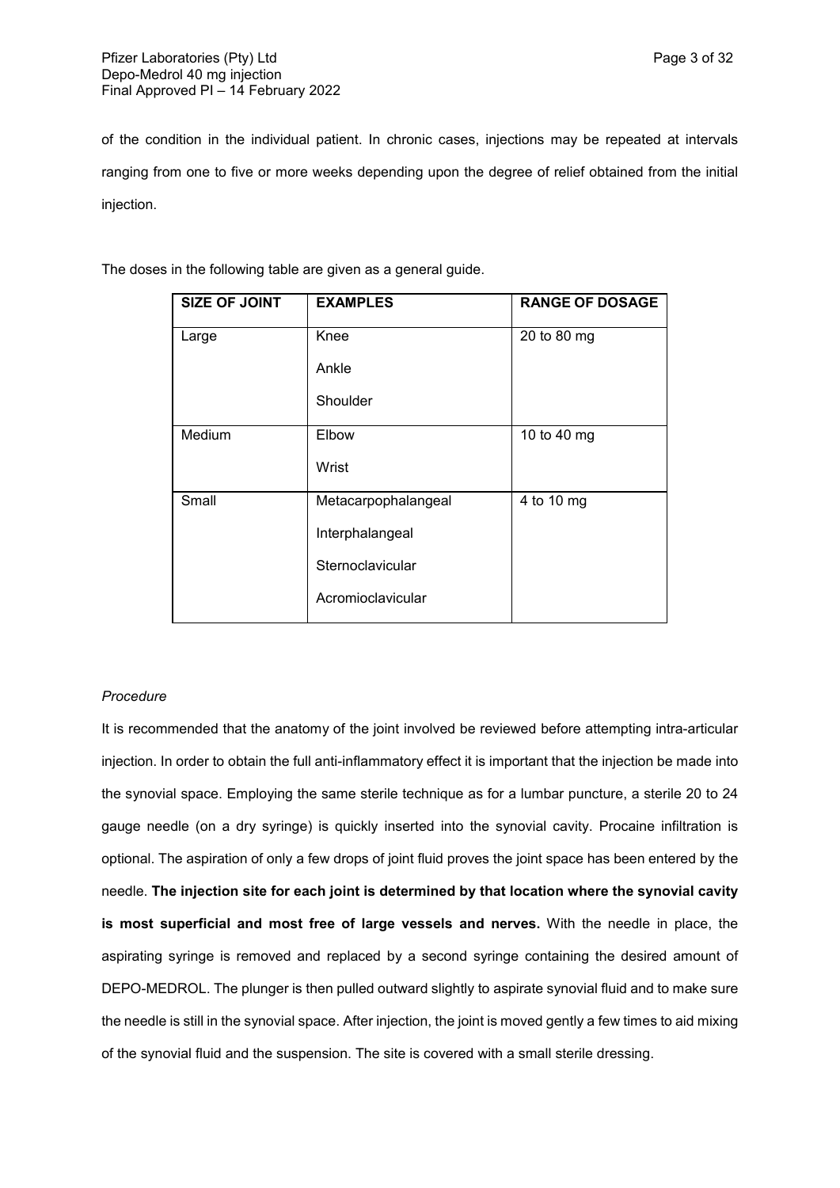of the condition in the individual patient. In chronic cases, injections may be repeated at intervals ranging from one to five or more weeks depending upon the degree of relief obtained from the initial injection.

The doses in the following table are given as a general guide.

| SIZE OF JOINT | EXAMPLES | RANGE OF DOSAGE |
|---|---|---|
| Large | Knee<br>Ankle<br>Shoulder | 20 to 80 mg |
| Medium | Elbow<br>Wrist | 10 to 40 mg |
| Small | Metacarpophalangeal<br>Interphalangeal<br>Sternoclavicular<br>Acromioclavicular | 4 to 10 mg |

*Procedure*

It is recommended that the anatomy of the joint involved be reviewed before attempting intra-articular injection. In order to obtain the full anti-inflammatory effect it is important that the injection be made into the synovial space. Employing the same sterile technique as for a lumbar puncture, a sterile 20 to 24 gauge needle (on a dry syringe) is quickly inserted into the synovial cavity. Procaine infiltration is optional. The aspiration of only a few drops of joint fluid proves the joint space has been entered by the needle. **The injection site for each joint is determined by that location where the synovial cavity is most superficial and most free of large vessels and nerves.** With the needle in place, the aspirating syringe is removed and replaced by a second syringe containing the desired amount of DEPO-MEDROL. The plunger is then pulled outward slightly to aspirate synovial fluid and to make sure the needle is still in the synovial space. After injection, the joint is moved gently a few times to aid mixing of the synovial fluid and the suspension. The site is covered with a small sterile dressing.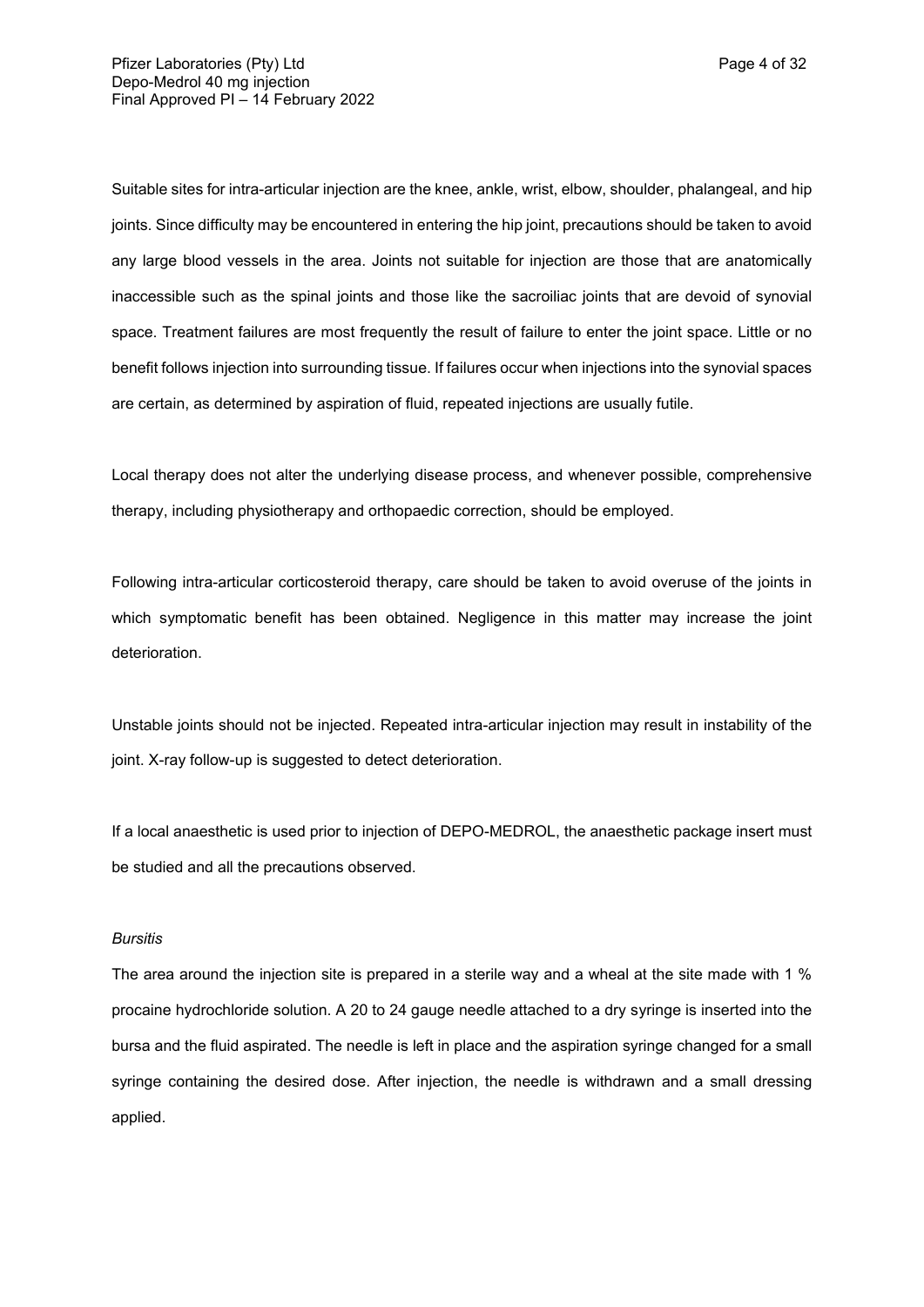Suitable sites for intra-articular injection are the knee, ankle, wrist, elbow, shoulder, phalangeal, and hip joints. Since difficulty may be encountered in entering the hip joint, precautions should be taken to avoid any large blood vessels in the area. Joints not suitable for injection are those that are anatomically inaccessible such as the spinal joints and those like the sacroiliac joints that are devoid of synovial space. Treatment failures are most frequently the result of failure to enter the joint space. Little or no benefit follows injection into surrounding tissue. If failures occur when injections into the synovial spaces are certain, as determined by aspiration of fluid, repeated injections are usually futile.

Local therapy does not alter the underlying disease process, and whenever possible, comprehensive therapy, including physiotherapy and orthopaedic correction, should be employed.

Following intra-articular corticosteroid therapy, care should be taken to avoid overuse of the joints in which symptomatic benefit has been obtained. Negligence in this matter may increase the joint deterioration.

Unstable joints should not be injected. Repeated intra-articular injection may result in instability of the joint. X-ray follow-up is suggested to detect deterioration.

If a local anaesthetic is used prior to injection of DEPO-MEDROL, the anaesthetic package insert must be studied and all the precautions observed.

*Bursitis*

The area around the injection site is prepared in a sterile way and a wheal at the site made with 1 % procaine hydrochloride solution. A 20 to 24 gauge needle attached to a dry syringe is inserted into the bursa and the fluid aspirated. The needle is left in place and the aspiration syringe changed for a small syringe containing the desired dose. After injection, the needle is withdrawn and a small dressing applied.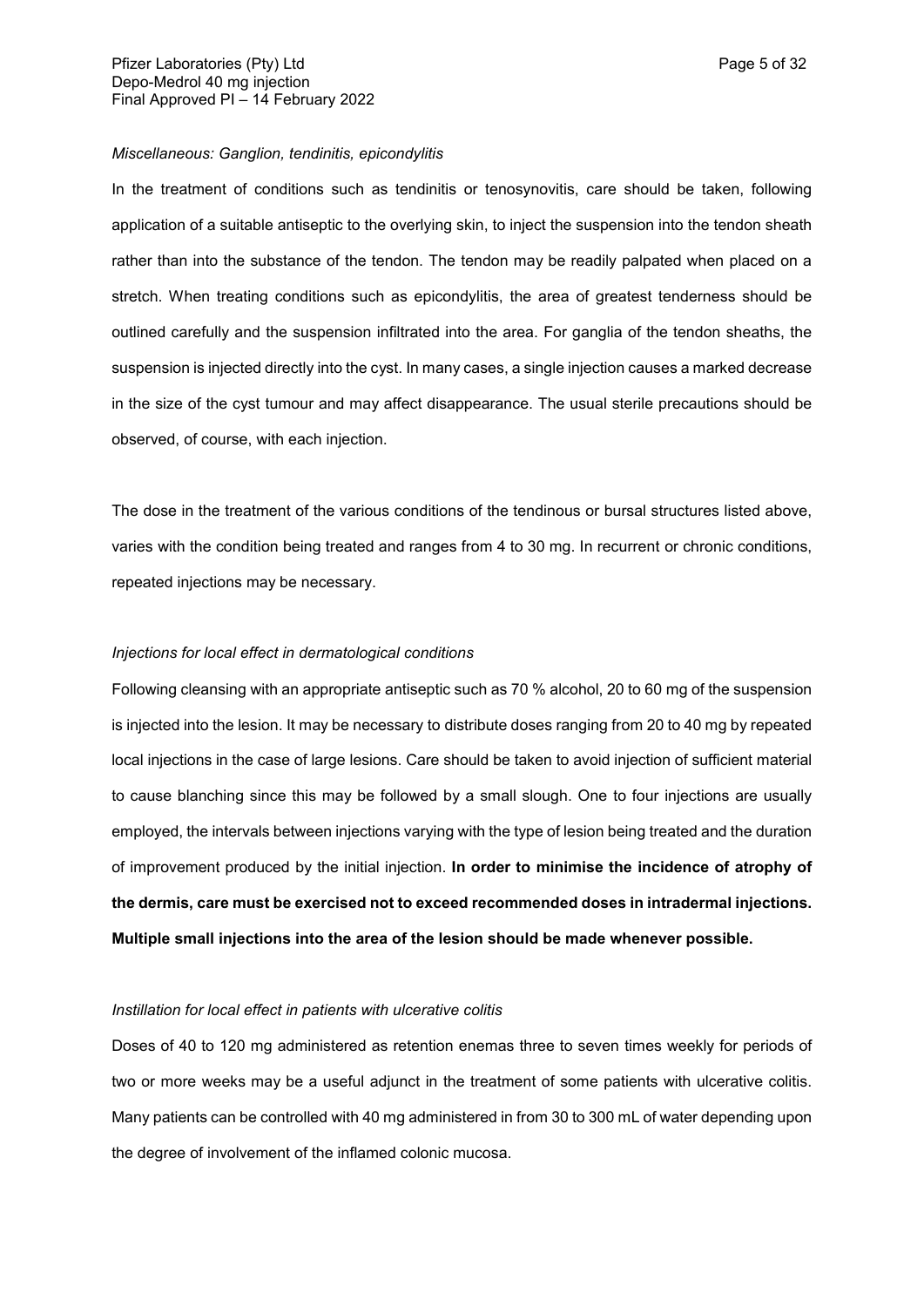*Miscellaneous: Ganglion, tendinitis, epicondylitis*

In the treatment of conditions such as tendinitis or tenosynovitis, care should be taken, following application of a suitable antiseptic to the overlying skin, to inject the suspension into the tendon sheath rather than into the substance of the tendon. The tendon may be readily palpated when placed on a stretch. When treating conditions such as epicondylitis, the area of greatest tenderness should be outlined carefully and the suspension infiltrated into the area. For ganglia of the tendon sheaths, the suspension is injected directly into the cyst. In many cases, a single injection causes a marked decrease in the size of the cyst tumour and may affect disappearance. The usual sterile precautions should be observed, of course, with each injection.

The dose in the treatment of the various conditions of the tendinous or bursal structures listed above, varies with the condition being treated and ranges from 4 to 30 mg. In recurrent or chronic conditions, repeated injections may be necessary.

*Injections for local effect in dermatological conditions*

Following cleansing with an appropriate antiseptic such as 70 % alcohol, 20 to 60 mg of the suspension is injected into the lesion. It may be necessary to distribute doses ranging from 20 to 40 mg by repeated local injections in the case of large lesions. Care should be taken to avoid injection of sufficient material to cause blanching since this may be followed by a small slough. One to four injections are usually employed, the intervals between injections varying with the type of lesion being treated and the duration of improvement produced by the initial injection. **In order to minimise the incidence of atrophy of the dermis, care must be exercised not to exceed recommended doses in intradermal injections. Multiple small injections into the area of the lesion should be made whenever possible.**

*Instillation for local effect in patients with ulcerative colitis*

Doses of 40 to 120 mg administered as retention enemas three to seven times weekly for periods of two or more weeks may be a useful adjunct in the treatment of some patients with ulcerative colitis. Many patients can be controlled with 40 mg administered in from 30 to 300 mL of water depending upon the degree of involvement of the inflamed colonic mucosa.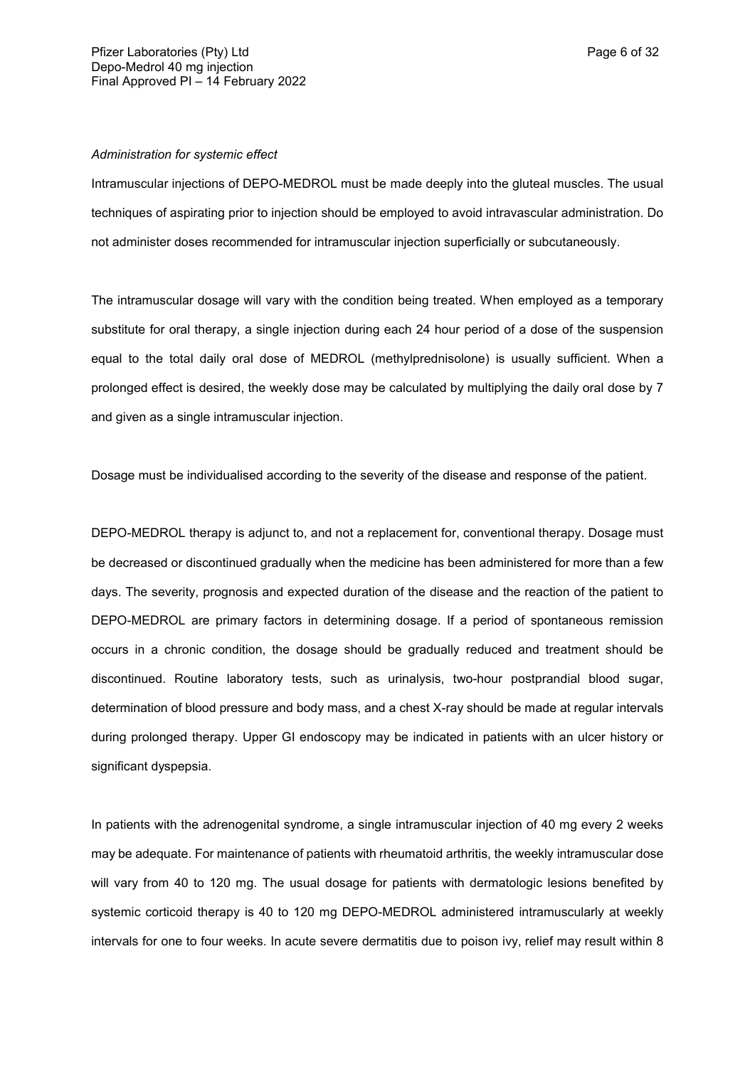*Administration for systemic effect*

Intramuscular injections of DEPO-MEDROL must be made deeply into the gluteal muscles. The usual techniques of aspirating prior to injection should be employed to avoid intravascular administration. Do not administer doses recommended for intramuscular injection superficially or subcutaneously.

The intramuscular dosage will vary with the condition being treated. When employed as a temporary substitute for oral therapy, a single injection during each 24 hour period of a dose of the suspension equal to the total daily oral dose of MEDROL (methylprednisolone) is usually sufficient. When a prolonged effect is desired, the weekly dose may be calculated by multiplying the daily oral dose by 7 and given as a single intramuscular injection.

Dosage must be individualised according to the severity of the disease and response of the patient.

DEPO-MEDROL therapy is adjunct to, and not a replacement for, conventional therapy. Dosage must be decreased or discontinued gradually when the medicine has been administered for more than a few days. The severity, prognosis and expected duration of the disease and the reaction of the patient to DEPO-MEDROL are primary factors in determining dosage. If a period of spontaneous remission occurs in a chronic condition, the dosage should be gradually reduced and treatment should be discontinued. Routine laboratory tests, such as urinalysis, two-hour postprandial blood sugar, determination of blood pressure and body mass, and a chest X-ray should be made at regular intervals during prolonged therapy. Upper GI endoscopy may be indicated in patients with an ulcer history or significant dyspepsia.

In patients with the adrenogenital syndrome, a single intramuscular injection of 40 mg every 2 weeks may be adequate. For maintenance of patients with rheumatoid arthritis, the weekly intramuscular dose will vary from 40 to 120 mg. The usual dosage for patients with dermatologic lesions benefited by systemic corticoid therapy is 40 to 120 mg DEPO-MEDROL administered intramuscularly at weekly intervals for one to four weeks. In acute severe dermatitis due to poison ivy, relief may result within 8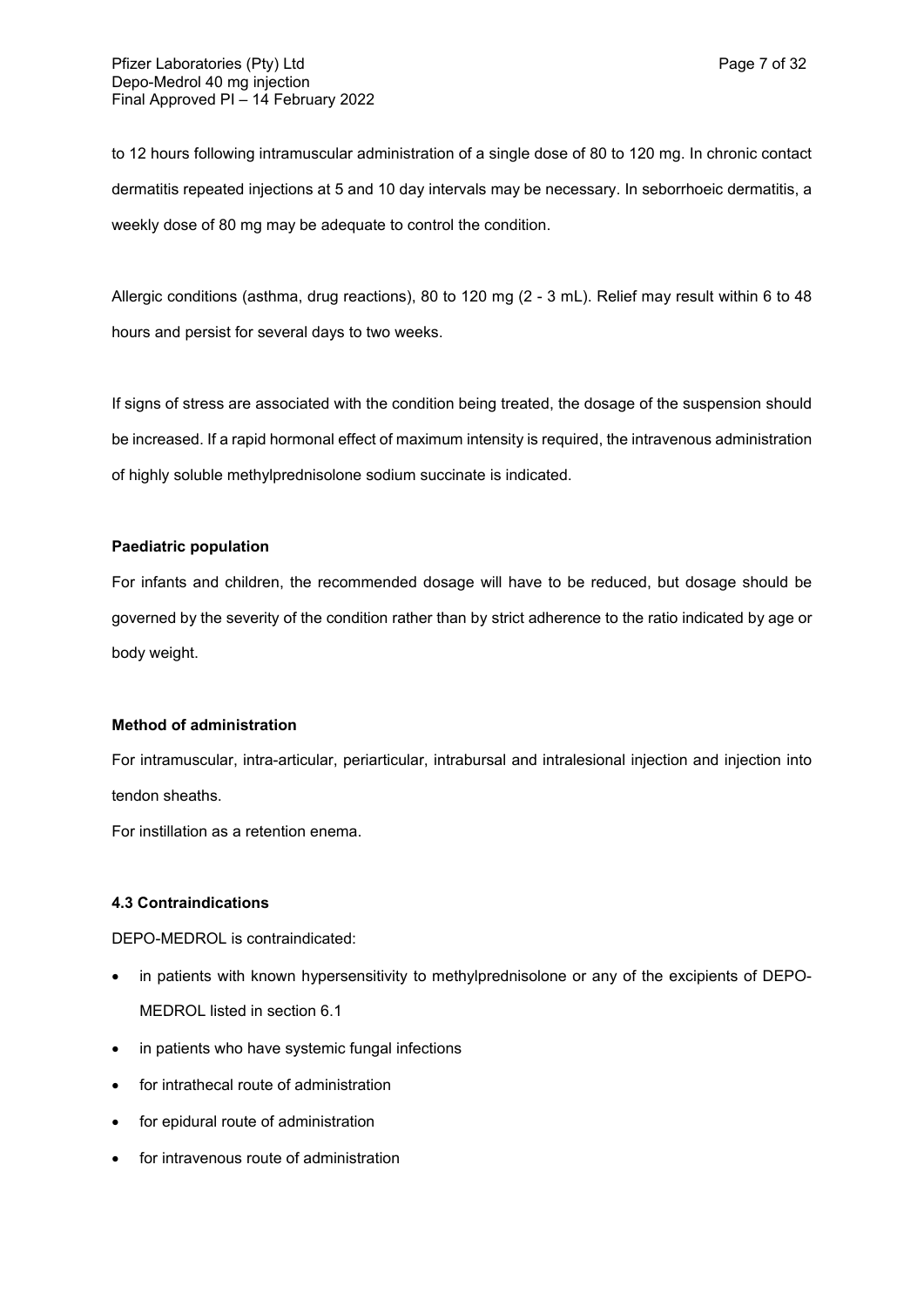to 12 hours following intramuscular administration of a single dose of 80 to 120 mg. In chronic contact dermatitis repeated injections at 5 and 10 day intervals may be necessary. In seborrhoeic dermatitis, a weekly dose of 80 mg may be adequate to control the condition.

Allergic conditions (asthma, drug reactions), 80 to 120 mg (2 - 3 mL). Relief may result within 6 to 48 hours and persist for several days to two weeks.

If signs of stress are associated with the condition being treated, the dosage of the suspension should be increased. If a rapid hormonal effect of maximum intensity is required, the intravenous administration of highly soluble methylprednisolone sodium succinate is indicated.

**Paediatric population**

For infants and children, the recommended dosage will have to be reduced, but dosage should be governed by the severity of the condition rather than by strict adherence to the ratio indicated by age or body weight.

**Method of administration**

For intramuscular, intra-articular, periarticular, intrabursal and intralesional injection and injection into tendon sheaths.

For instillation as a retention enema.

### 4.3 Contraindications

DEPO-MEDROL is contraindicated:

- in patients with known hypersensitivity to methylprednisolone or any of the excipients of DEPO-MEDROL listed in section 6.1
- in patients who have systemic fungal infections
- for intrathecal route of administration
- for epidural route of administration
- for intravenous route of administration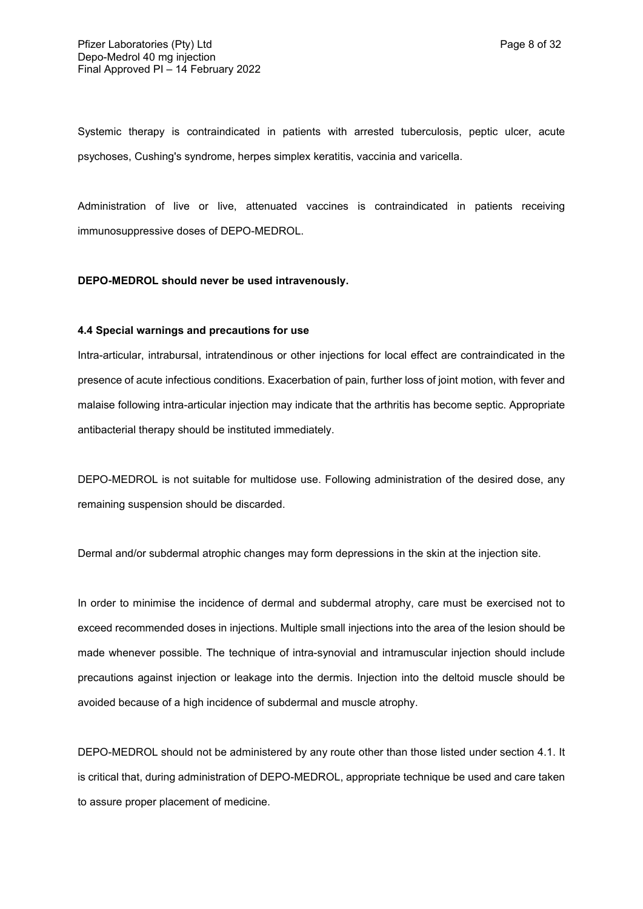Systemic therapy is contraindicated in patients with arrested tuberculosis, peptic ulcer, acute psychoses, Cushing's syndrome, herpes simplex keratitis, vaccinia and varicella.

Administration of live or live, attenuated vaccines is contraindicated in patients receiving immunosuppressive doses of DEPO-MEDROL.

**DEPO-MEDROL should never be used intravenously.**

### 4.4 Special warnings and precautions for use

Intra-articular, intrabursal, intratendinous or other injections for local effect are contraindicated in the presence of acute infectious conditions. Exacerbation of pain, further loss of joint motion, with fever and malaise following intra-articular injection may indicate that the arthritis has become septic. Appropriate antibacterial therapy should be instituted immediately.

DEPO-MEDROL is not suitable for multidose use. Following administration of the desired dose, any remaining suspension should be discarded.

Dermal and/or subdermal atrophic changes may form depressions in the skin at the injection site.

In order to minimise the incidence of dermal and subdermal atrophy, care must be exercised not to exceed recommended doses in injections. Multiple small injections into the area of the lesion should be made whenever possible. The technique of intra-synovial and intramuscular injection should include precautions against injection or leakage into the dermis. Injection into the deltoid muscle should be avoided because of a high incidence of subdermal and muscle atrophy.

DEPO-MEDROL should not be administered by any route other than those listed under section 4.1. It is critical that, during administration of DEPO-MEDROL, appropriate technique be used and care taken to assure proper placement of medicine.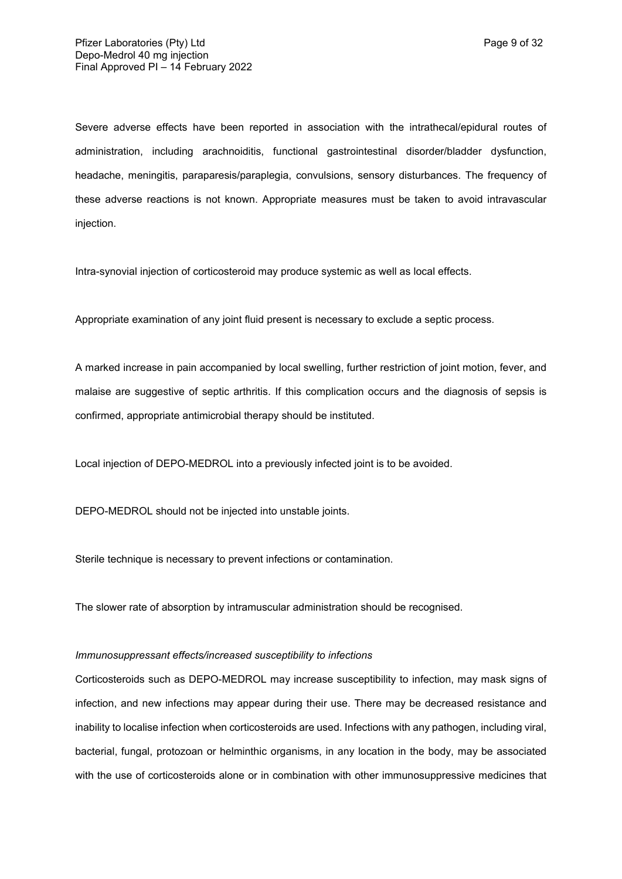Severe adverse effects have been reported in association with the intrathecal/epidural routes of administration, including arachnoiditis, functional gastrointestinal disorder/bladder dysfunction, headache, meningitis, paraparesis/paraplegia, convulsions, sensory disturbances. The frequency of these adverse reactions is not known. Appropriate measures must be taken to avoid intravascular injection.

Intra-synovial injection of corticosteroid may produce systemic as well as local effects.

Appropriate examination of any joint fluid present is necessary to exclude a septic process.

A marked increase in pain accompanied by local swelling, further restriction of joint motion, fever, and malaise are suggestive of septic arthritis. If this complication occurs and the diagnosis of sepsis is confirmed, appropriate antimicrobial therapy should be instituted.

Local injection of DEPO-MEDROL into a previously infected joint is to be avoided.

DEPO-MEDROL should not be injected into unstable joints.

Sterile technique is necessary to prevent infections or contamination.

The slower rate of absorption by intramuscular administration should be recognised.

*Immunosuppressant effects/increased susceptibility to infections*

Corticosteroids such as DEPO-MEDROL may increase susceptibility to infection, may mask signs of infection, and new infections may appear during their use. There may be decreased resistance and inability to localise infection when corticosteroids are used. Infections with any pathogen, including viral, bacterial, fungal, protozoan or helminthic organisms, in any location in the body, may be associated with the use of corticosteroids alone or in combination with other immunosuppressive medicines that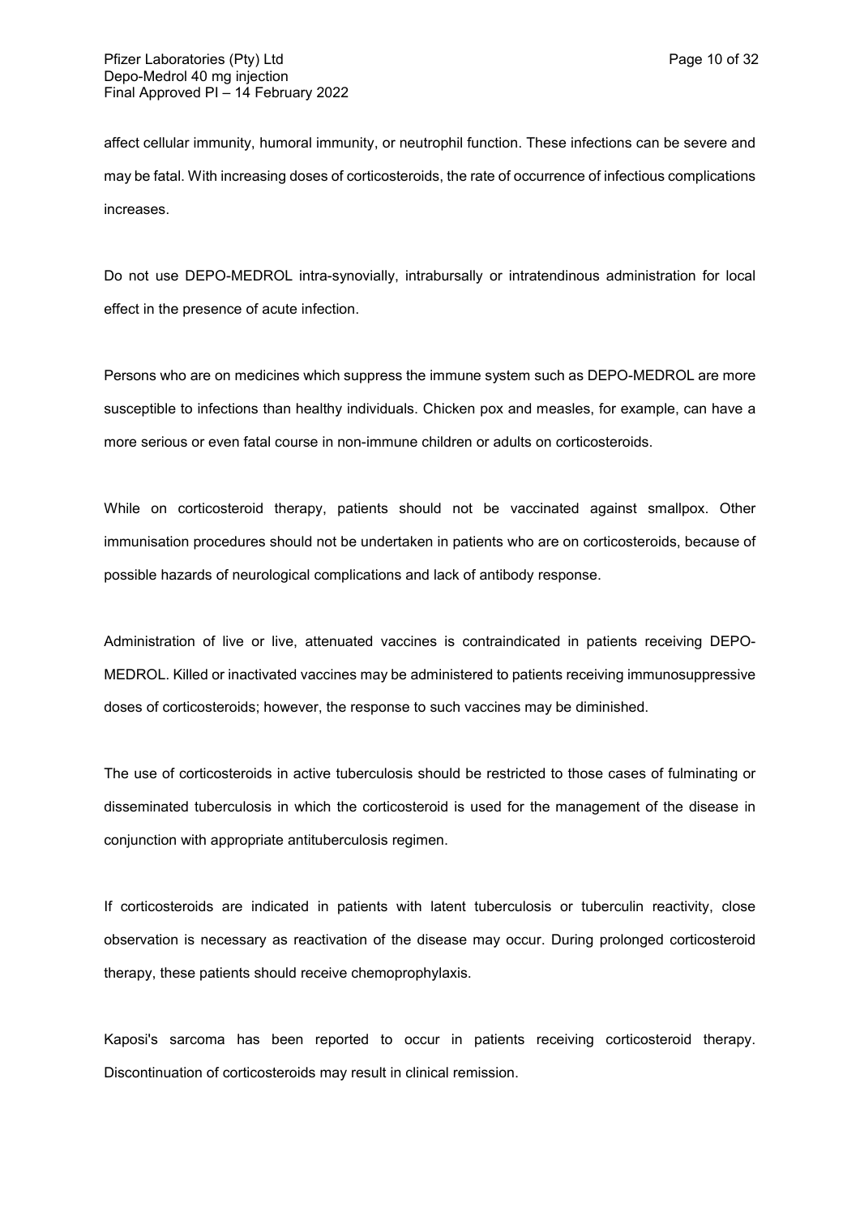affect cellular immunity, humoral immunity, or neutrophil function. These infections can be severe and may be fatal. With increasing doses of corticosteroids, the rate of occurrence of infectious complications increases.

Do not use DEPO-MEDROL intra-synovially, intrabursally or intratendinous administration for local effect in the presence of acute infection.

Persons who are on medicines which suppress the immune system such as DEPO-MEDROL are more susceptible to infections than healthy individuals. Chicken pox and measles, for example, can have a more serious or even fatal course in non-immune children or adults on corticosteroids.

While on corticosteroid therapy, patients should not be vaccinated against smallpox. Other immunisation procedures should not be undertaken in patients who are on corticosteroids, because of possible hazards of neurological complications and lack of antibody response.

Administration of live or live, attenuated vaccines is contraindicated in patients receiving DEPO-MEDROL. Killed or inactivated vaccines may be administered to patients receiving immunosuppressive doses of corticosteroids; however, the response to such vaccines may be diminished.

The use of corticosteroids in active tuberculosis should be restricted to those cases of fulminating or disseminated tuberculosis in which the corticosteroid is used for the management of the disease in conjunction with appropriate antituberculosis regimen.

If corticosteroids are indicated in patients with latent tuberculosis or tuberculin reactivity, close observation is necessary as reactivation of the disease may occur. During prolonged corticosteroid therapy, these patients should receive chemoprophylaxis.

Kaposi's sarcoma has been reported to occur in patients receiving corticosteroid therapy. Discontinuation of corticosteroids may result in clinical remission.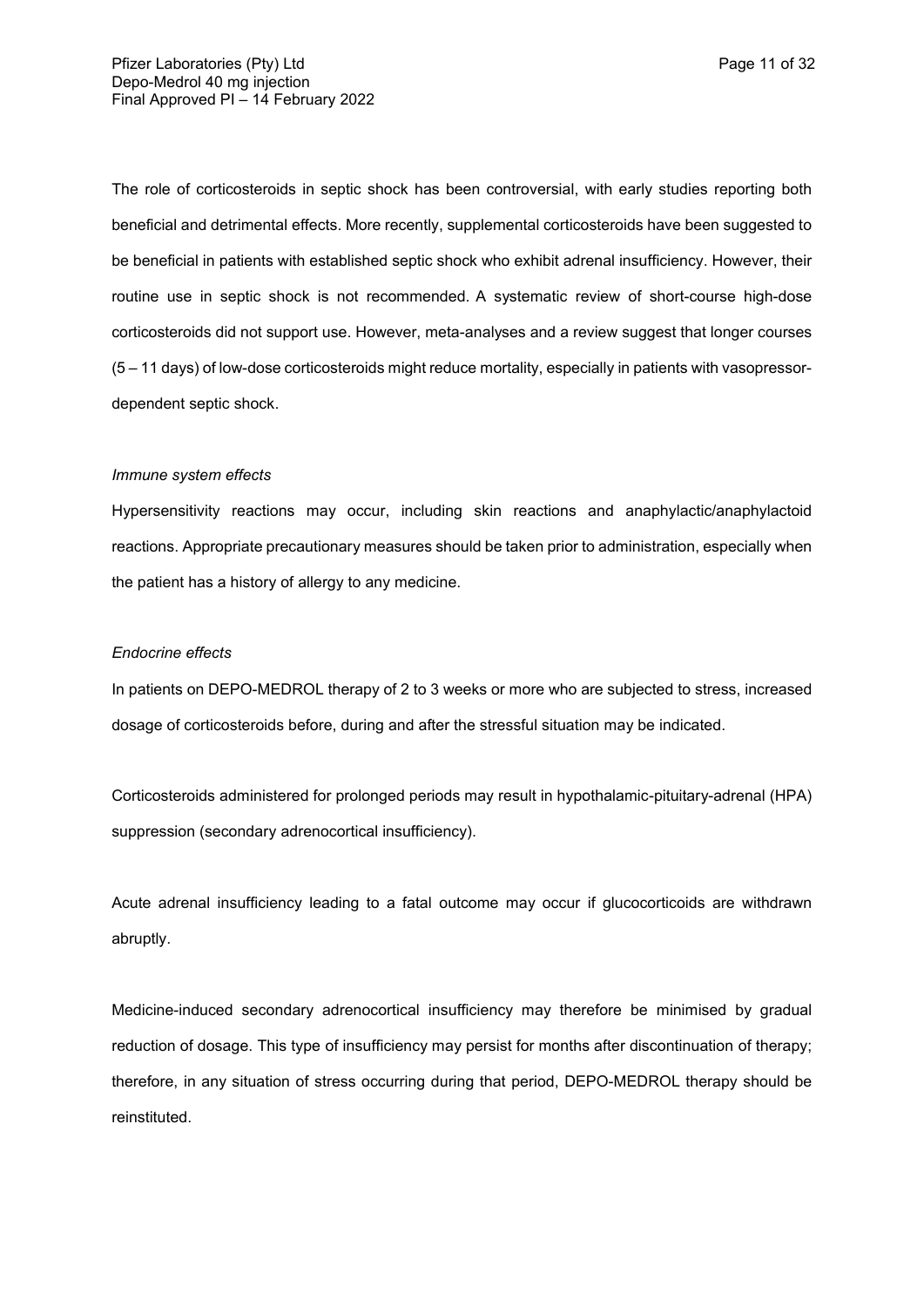The role of corticosteroids in septic shock has been controversial, with early studies reporting both beneficial and detrimental effects. More recently, supplemental corticosteroids have been suggested to be beneficial in patients with established septic shock who exhibit adrenal insufficiency. However, their routine use in septic shock is not recommended. A systematic review of short-course high-dose corticosteroids did not support use. However, meta-analyses and a review suggest that longer courses (5 – 11 days) of low-dose corticosteroids might reduce mortality, especially in patients with vasopressor-dependent septic shock.

*Immune system effects*

Hypersensitivity reactions may occur, including skin reactions and anaphylactic/anaphylactoid reactions. Appropriate precautionary measures should be taken prior to administration, especially when the patient has a history of allergy to any medicine.

*Endocrine effects*

In patients on DEPO-MEDROL therapy of 2 to 3 weeks or more who are subjected to stress, increased dosage of corticosteroids before, during and after the stressful situation may be indicated.

Corticosteroids administered for prolonged periods may result in hypothalamic-pituitary-adrenal (HPA) suppression (secondary adrenocortical insufficiency).

Acute adrenal insufficiency leading to a fatal outcome may occur if glucocorticoids are withdrawn abruptly.

Medicine-induced secondary adrenocortical insufficiency may therefore be minimised by gradual reduction of dosage. This type of insufficiency may persist for months after discontinuation of therapy; therefore, in any situation of stress occurring during that period, DEPO-MEDROL therapy should be reinstituted.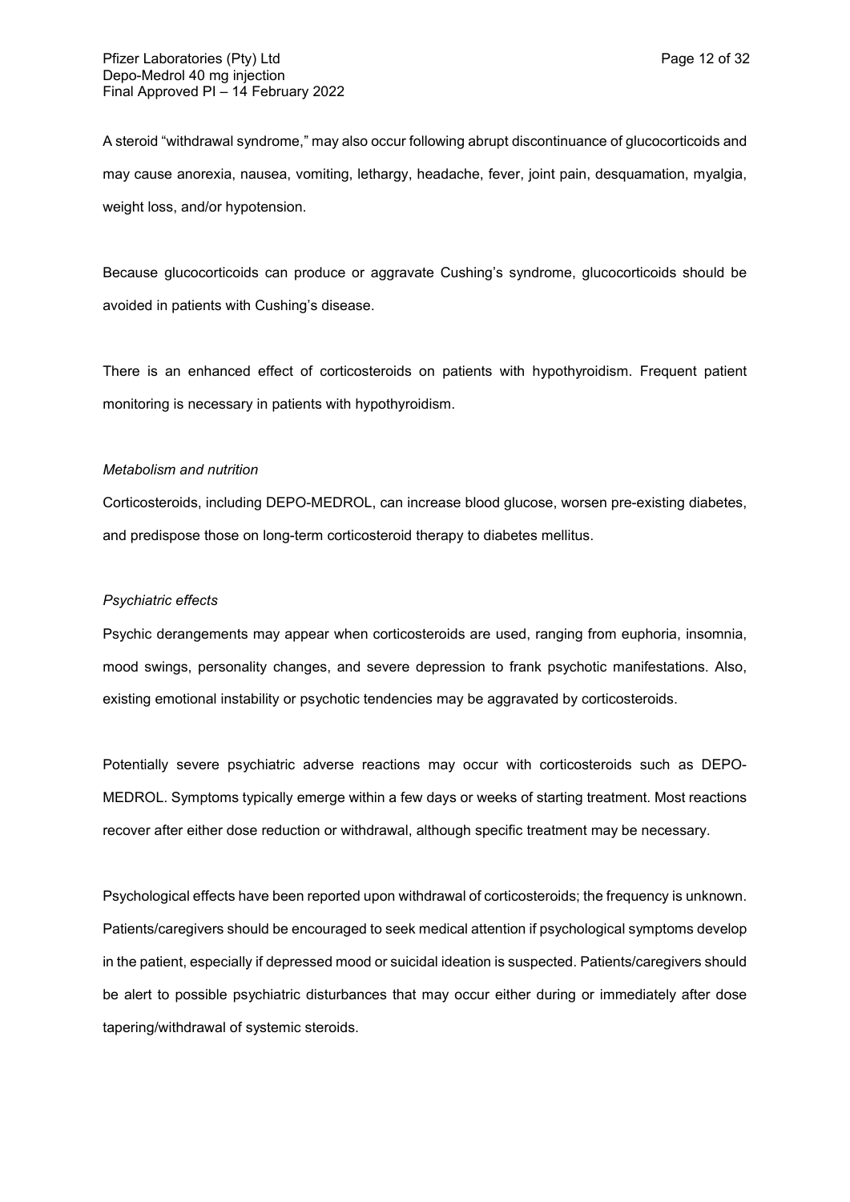A steroid “withdrawal syndrome,” may also occur following abrupt discontinuance of glucocorticoids and may cause anorexia, nausea, vomiting, lethargy, headache, fever, joint pain, desquamation, myalgia, weight loss, and/or hypotension.

Because glucocorticoids can produce or aggravate Cushing’s syndrome, glucocorticoids should be avoided in patients with Cushing’s disease.

There is an enhanced effect of corticosteroids on patients with hypothyroidism. Frequent patient monitoring is necessary in patients with hypothyroidism.

*Metabolism and nutrition*

Corticosteroids, including DEPO-MEDROL, can increase blood glucose, worsen pre-existing diabetes, and predispose those on long-term corticosteroid therapy to diabetes mellitus.

*Psychiatric effects*

Psychic derangements may appear when corticosteroids are used, ranging from euphoria, insomnia, mood swings, personality changes, and severe depression to frank psychotic manifestations. Also, existing emotional instability or psychotic tendencies may be aggravated by corticosteroids.

Potentially severe psychiatric adverse reactions may occur with corticosteroids such as DEPO-MEDROL. Symptoms typically emerge within a few days or weeks of starting treatment. Most reactions recover after either dose reduction or withdrawal, although specific treatment may be necessary.

Psychological effects have been reported upon withdrawal of corticosteroids; the frequency is unknown. Patients/caregivers should be encouraged to seek medical attention if psychological symptoms develop in the patient, especially if depressed mood or suicidal ideation is suspected. Patients/caregivers should be alert to possible psychiatric disturbances that may occur either during or immediately after dose tapering/withdrawal of systemic steroids.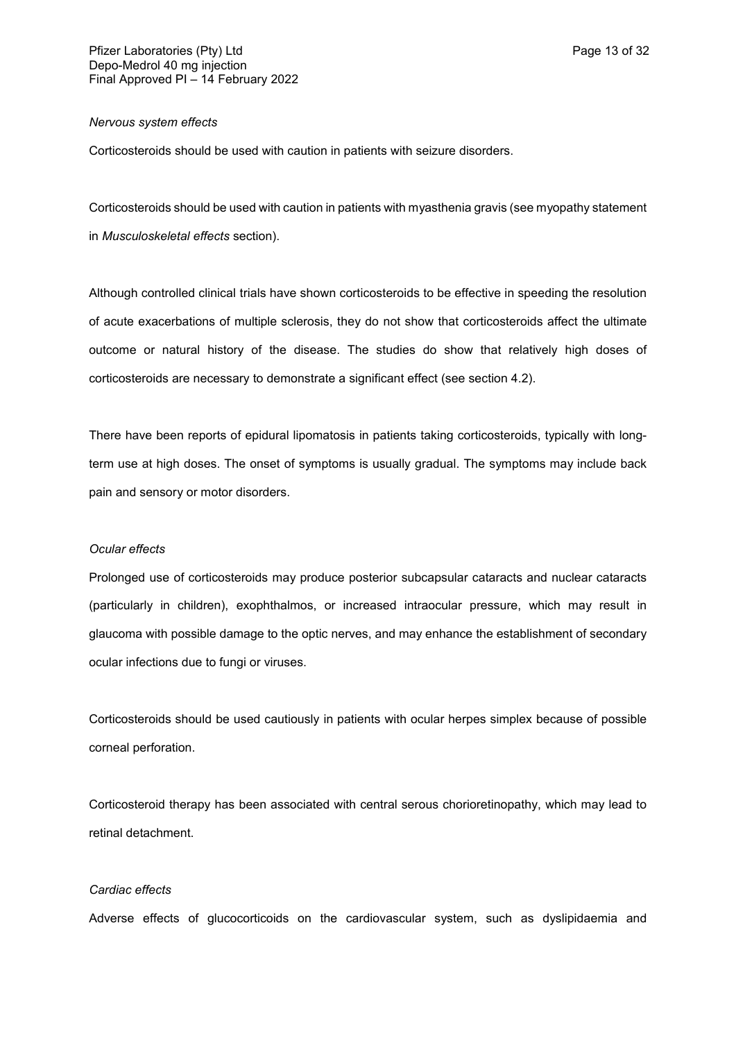*Nervous system effects*

Corticosteroids should be used with caution in patients with seizure disorders.

Corticosteroids should be used with caution in patients with myasthenia gravis (see myopathy statement in *Musculoskeletal effects* section).

Although controlled clinical trials have shown corticosteroids to be effective in speeding the resolution of acute exacerbations of multiple sclerosis, they do not show that corticosteroids affect the ultimate outcome or natural history of the disease. The studies do show that relatively high doses of corticosteroids are necessary to demonstrate a significant effect (see section 4.2).

There have been reports of epidural lipomatosis in patients taking corticosteroids, typically with long-term use at high doses. The onset of symptoms is usually gradual. The symptoms may include back pain and sensory or motor disorders.

*Ocular effects*

Prolonged use of corticosteroids may produce posterior subcapsular cataracts and nuclear cataracts (particularly in children), exophthalmos, or increased intraocular pressure, which may result in glaucoma with possible damage to the optic nerves, and may enhance the establishment of secondary ocular infections due to fungi or viruses.

Corticosteroids should be used cautiously in patients with ocular herpes simplex because of possible corneal perforation.

Corticosteroid therapy has been associated with central serous chorioretinopathy, which may lead to retinal detachment.

*Cardiac effects*

Adverse effects of glucocorticoids on the cardiovascular system, such as dyslipidaemia and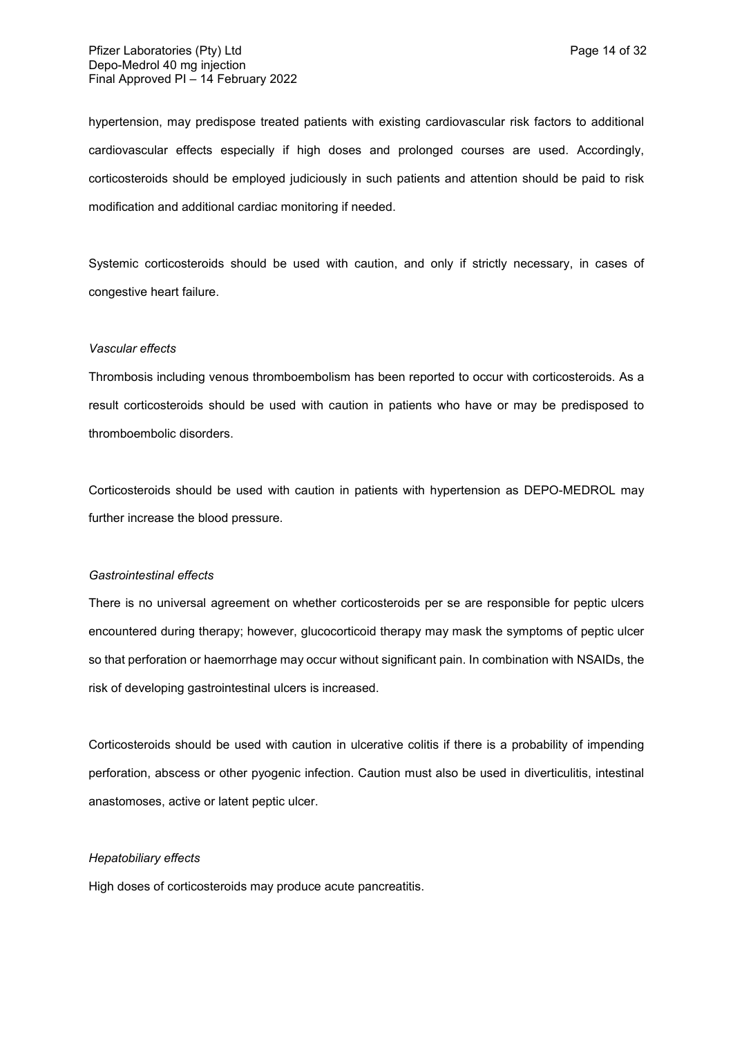hypertension, may predispose treated patients with existing cardiovascular risk factors to additional cardiovascular effects especially if high doses and prolonged courses are used. Accordingly, corticosteroids should be employed judiciously in such patients and attention should be paid to risk modification and additional cardiac monitoring if needed.

Systemic corticosteroids should be used with caution, and only if strictly necessary, in cases of congestive heart failure.

*Vascular effects*

Thrombosis including venous thromboembolism has been reported to occur with corticosteroids. As a result corticosteroids should be used with caution in patients who have or may be predisposed to thromboembolic disorders.

Corticosteroids should be used with caution in patients with hypertension as DEPO-MEDROL may further increase the blood pressure.

*Gastrointestinal effects*

There is no universal agreement on whether corticosteroids per se are responsible for peptic ulcers encountered during therapy; however, glucocorticoid therapy may mask the symptoms of peptic ulcer so that perforation or haemorrhage may occur without significant pain. In combination with NSAIDs, the risk of developing gastrointestinal ulcers is increased.

Corticosteroids should be used with caution in ulcerative colitis if there is a probability of impending perforation, abscess or other pyogenic infection. Caution must also be used in diverticulitis, intestinal anastomoses, active or latent peptic ulcer.

*Hepatobiliary effects*

High doses of corticosteroids may produce acute pancreatitis.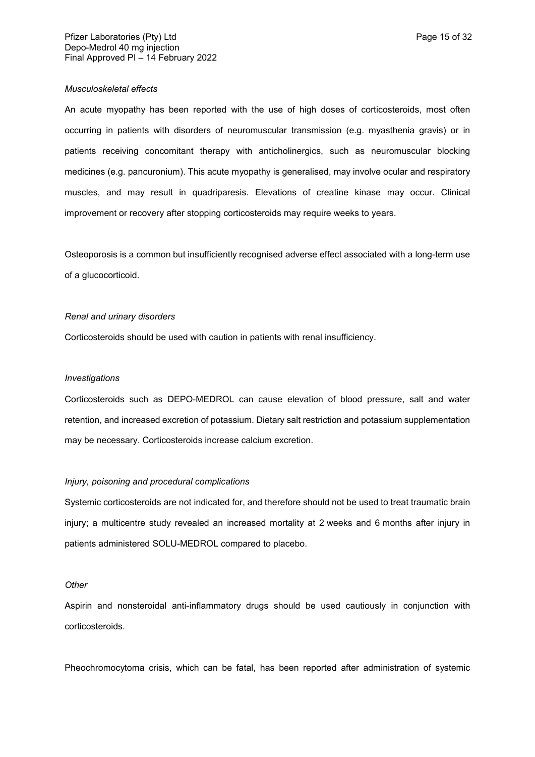*Musculoskeletal effects*

An acute myopathy has been reported with the use of high doses of corticosteroids, most often occurring in patients with disorders of neuromuscular transmission (e.g. myasthenia gravis) or in patients receiving concomitant therapy with anticholinergics, such as neuromuscular blocking medicines (e.g. pancuronium). This acute myopathy is generalised, may involve ocular and respiratory muscles, and may result in quadriparesis. Elevations of creatine kinase may occur. Clinical improvement or recovery after stopping corticosteroids may require weeks to years.

Osteoporosis is a common but insufficiently recognised adverse effect associated with a long-term use of a glucocorticoid.

*Renal and urinary disorders*

Corticosteroids should be used with caution in patients with renal insufficiency.

*Investigations*

Corticosteroids such as DEPO-MEDROL can cause elevation of blood pressure, salt and water retention, and increased excretion of potassium. Dietary salt restriction and potassium supplementation may be necessary. Corticosteroids increase calcium excretion.

*Injury, poisoning and procedural complications*

Systemic corticosteroids are not indicated for, and therefore should not be used to treat traumatic brain injury; a multicentre study revealed an increased mortality at 2 weeks and 6 months after injury in patients administered SOLU-MEDROL compared to placebo.

*Other*

Aspirin and nonsteroidal anti-inflammatory drugs should be used cautiously in conjunction with corticosteroids.

Pheochromocytoma crisis, which can be fatal, has been reported after administration of systemic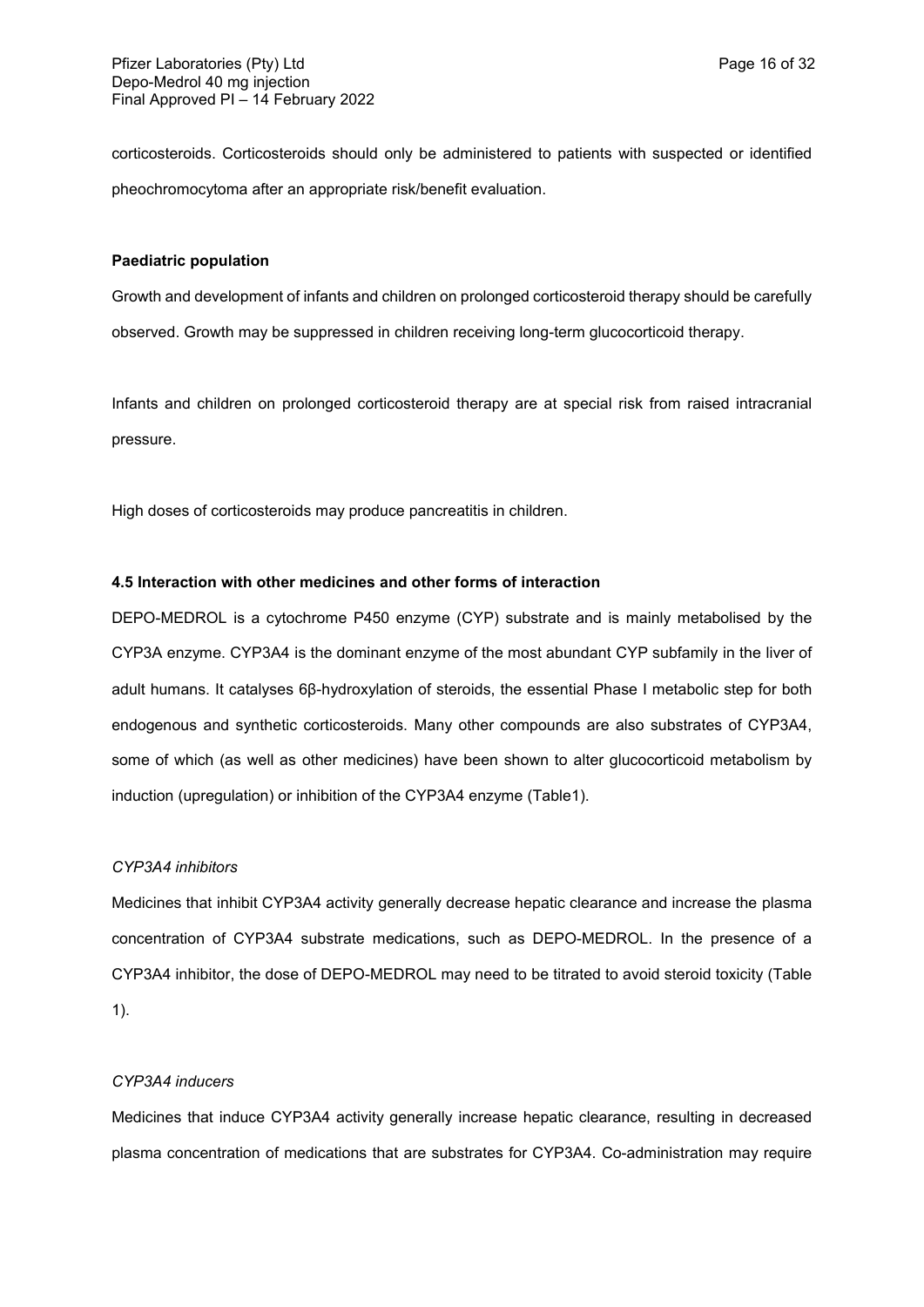corticosteroids. Corticosteroids should only be administered to patients with suspected or identified pheochromocytoma after an appropriate risk/benefit evaluation.

**Paediatric population**

Growth and development of infants and children on prolonged corticosteroid therapy should be carefully observed. Growth may be suppressed in children receiving long-term glucocorticoid therapy.

Infants and children on prolonged corticosteroid therapy are at special risk from raised intracranial pressure.

High doses of corticosteroids may produce pancreatitis in children.

**4.5 Interaction with other medicines and other forms of interaction**

DEPO-MEDROL is a cytochrome P450 enzyme (CYP) substrate and is mainly metabolised by the CYP3A enzyme. CYP3A4 is the dominant enzyme of the most abundant CYP subfamily in the liver of adult humans. It catalyses 6β-hydroxylation of steroids, the essential Phase I metabolic step for both endogenous and synthetic corticosteroids. Many other compounds are also substrates of CYP3A4, some of which (as well as other medicines) have been shown to alter glucocorticoid metabolism by induction (upregulation) or inhibition of the CYP3A4 enzyme (Table1).

*CYP3A4 inhibitors*

Medicines that inhibit CYP3A4 activity generally decrease hepatic clearance and increase the plasma concentration of CYP3A4 substrate medications, such as DEPO-MEDROL. In the presence of a CYP3A4 inhibitor, the dose of DEPO-MEDROL may need to be titrated to avoid steroid toxicity (Table 1).

*CYP3A4 inducers*

Medicines that induce CYP3A4 activity generally increase hepatic clearance, resulting in decreased plasma concentration of medications that are substrates for CYP3A4. Co-administration may require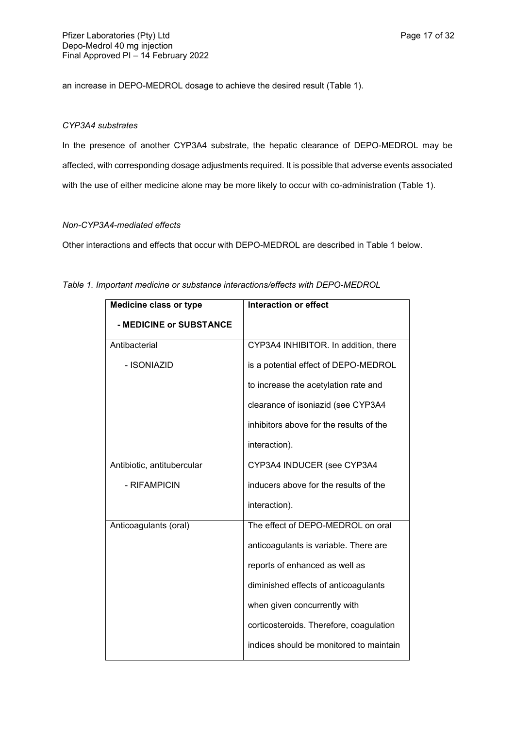an increase in DEPO-MEDROL dosage to achieve the desired result (Table 1).

*CYP3A4 substrates*

In the presence of another CYP3A4 substrate, the hepatic clearance of DEPO-MEDROL may be affected, with corresponding dosage adjustments required. It is possible that adverse events associated with the use of either medicine alone may be more likely to occur with co-administration (Table 1).

*Non-CYP3A4-mediated effects*

Other interactions and effects that occur with DEPO-MEDROL are described in Table 1 below.

*Table 1. Important medicine or substance interactions/effects with DEPO-MEDROL*

| **Medicine class or type**<br>**- MEDICINE or SUBSTANCE** | **Interaction or effect** |
|---|---|
| Antibacterial<br>- ISONIAZID | CYP3A4 INHIBITOR. In addition, there is a potential effect of DEPO-MEDROL to increase the acetylation rate and clearance of isoniazid (see CYP3A4 inhibitors above for the results of the interaction). |
| Antibiotic, antitubercular<br>- RIFAMPICIN | CYP3A4 INDUCER (see CYP3A4 inducers above for the results of the interaction). |
| Anticoagulants (oral) | The effect of DEPO-MEDROL on oral anticoagulants is variable. There are reports of enhanced as well as diminished effects of anticoagulants when given concurrently with corticosteroids. Therefore, coagulation indices should be monitored to maintain |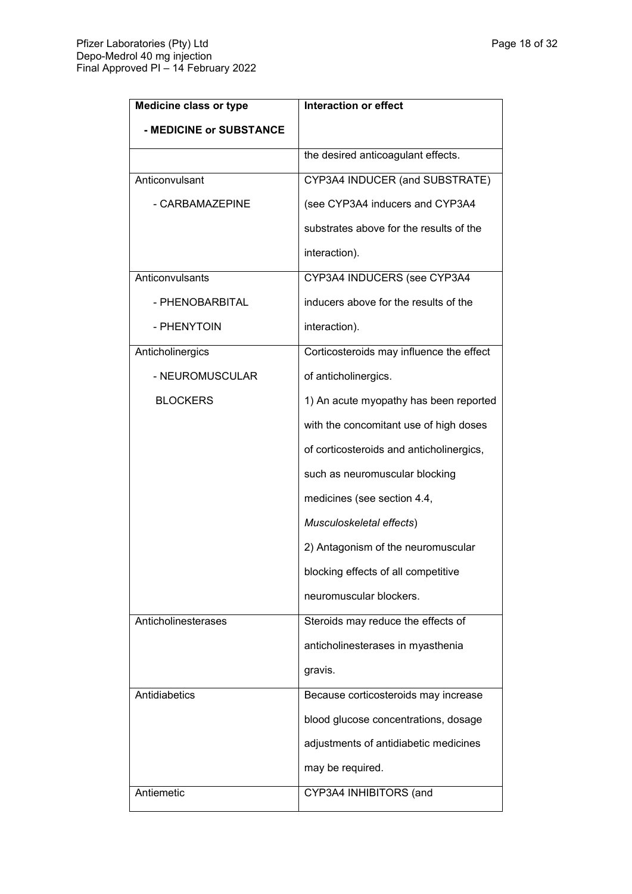| Medicine class or type<br>- MEDICINE or SUBSTANCE | Interaction or effect |
|---|---|
| | the desired anticoagulant effects. |
| Anticonvulsant<br>- CARBAMAZEPINE | CYP3A4 INDUCER (and SUBSTRATE) (see CYP3A4 inducers and CYP3A4 substrates above for the results of the interaction). |
| Anticonvulsants<br>- PHENOBARBITAL<br>- PHENYTOIN | CYP3A4 INDUCERS (see CYP3A4 inducers above for the results of the interaction). |
| Anticholinergics<br>- NEUROMUSCULAR BLOCKERS | Corticosteroids may influence the effect of anticholinergics.<br>1) An acute myopathy has been reported with the concomitant use of high doses of corticosteroids and anticholinergics, such as neuromuscular blocking medicines (see section 4.4, *Musculoskeletal effects*)<br>2) Antagonism of the neuromuscular blocking effects of all competitive neuromuscular blockers. |
| Anticholinesterases | Steroids may reduce the effects of anticholinesterases in myasthenia gravis. |
| Antidiabetics | Because corticosteroids may increase blood glucose concentrations, dosage adjustments of antidiabetic medicines may be required. |
| Antiemetic | CYP3A4 INHIBITORS (and |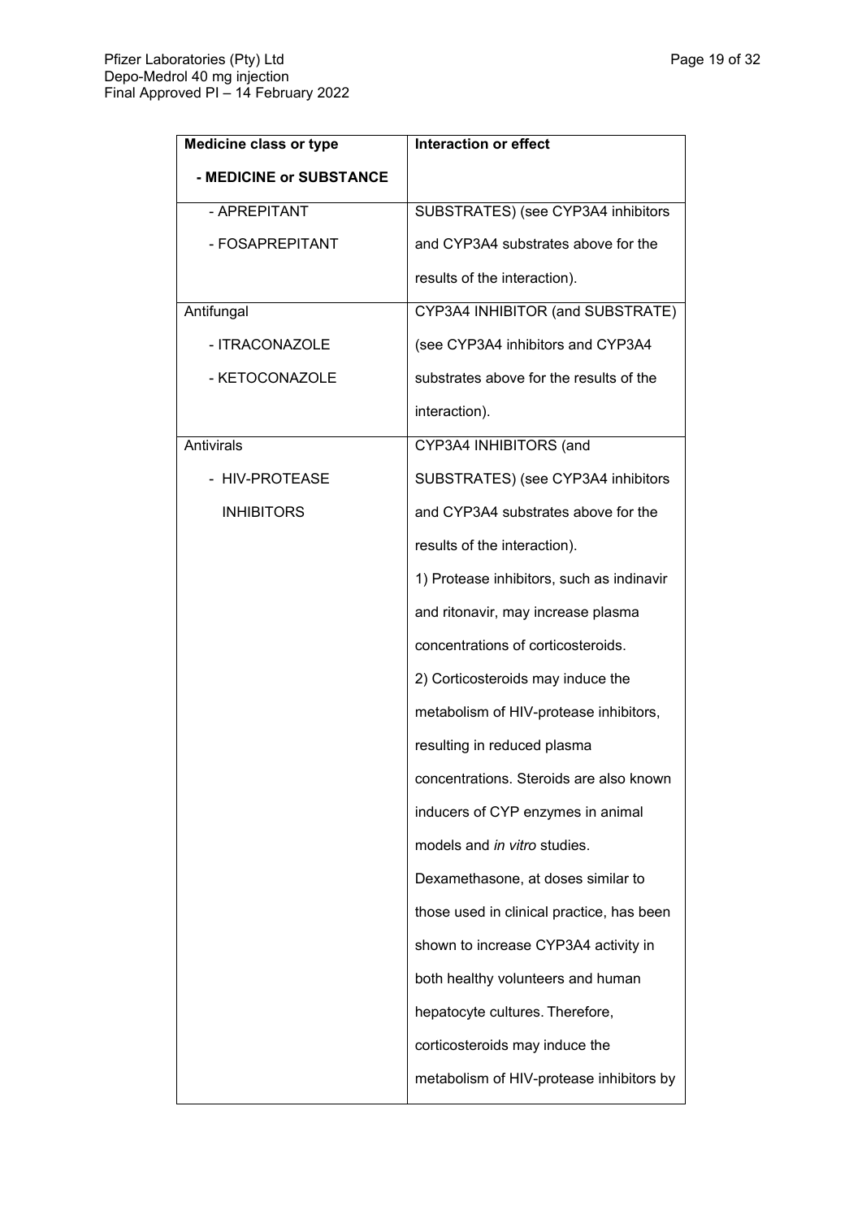| Medicine class or type<br>- MEDICINE or SUBSTANCE | Interaction or effect |
|---|---|
| - APREPITANT<br>- FOSAPREPITANT | SUBSTRATES) (see CYP3A4 inhibitors and CYP3A4 substrates above for the results of the interaction). |
| Antifungal<br>- ITRACONAZOLE<br>- KETOCONAZOLE | CYP3A4 INHIBITOR (and SUBSTRATE) (see CYP3A4 inhibitors and CYP3A4 substrates above for the results of the interaction). |
| Antivirals<br>- HIV-PROTEASE INHIBITORS | CYP3A4 INHIBITORS (and SUBSTRATES) (see CYP3A4 inhibitors and CYP3A4 substrates above for the results of the interaction).<br>1) Protease inhibitors, such as indinavir and ritonavir, may increase plasma concentrations of corticosteroids.<br>2) Corticosteroids may induce the metabolism of HIV-protease inhibitors, resulting in reduced plasma concentrations. Steroids are also known inducers of CYP enzymes in animal models and *in vitro* studies. Dexamethasone, at doses similar to those used in clinical practice, has been shown to increase CYP3A4 activity in both healthy volunteers and human hepatocyte cultures. Therefore, corticosteroids may induce the metabolism of HIV-protease inhibitors by |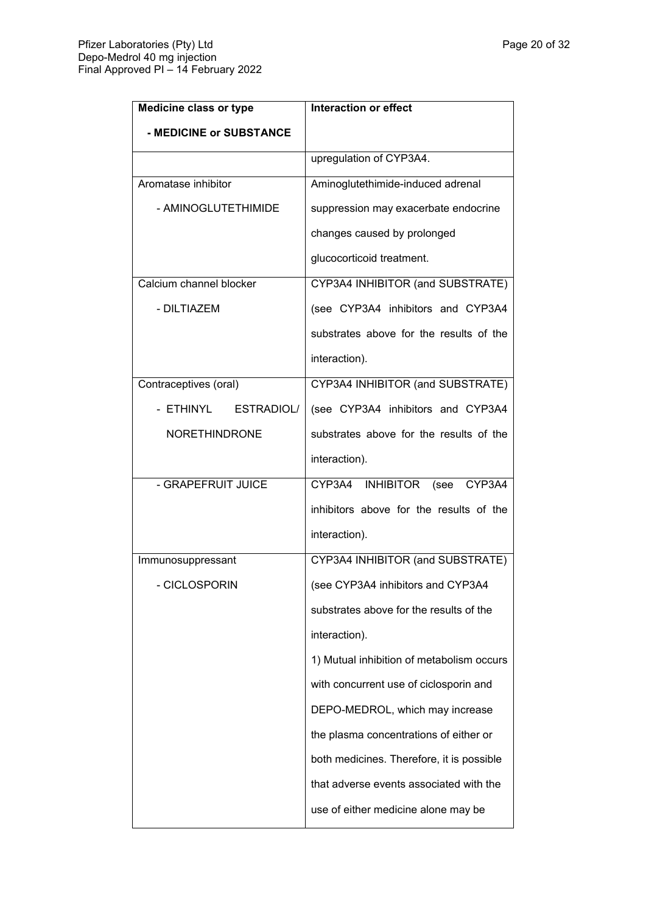| Medicine class or type<br>- MEDICINE or SUBSTANCE | Interaction or effect |
|---|---|
| | upregulation of CYP3A4. |
| Aromatase inhibitor<br>- AMINOGLUTETHIMIDE | Aminoglutethimide-induced adrenal suppression may exacerbate endocrine changes caused by prolonged glucocorticoid treatment. |
| Calcium channel blocker<br>- DILTIAZEM | CYP3A4 INHIBITOR (and SUBSTRATE) (see CYP3A4 inhibitors and CYP3A4 substrates above for the results of the interaction). |
| Contraceptives (oral)<br>- ETHINYL ESTRADIOL/ NORETHINDRONE | CYP3A4 INHIBITOR (and SUBSTRATE) (see CYP3A4 inhibitors and CYP3A4 substrates above for the results of the interaction). |
| - GRAPEFRUIT JUICE | CYP3A4 INHIBITOR (see CYP3A4 inhibitors above for the results of the interaction). |
| Immunosuppressant<br>- CICLOSPORIN | CYP3A4 INHIBITOR (and SUBSTRATE) (see CYP3A4 inhibitors and CYP3A4 substrates above for the results of the interaction).<br>1) Mutual inhibition of metabolism occurs with concurrent use of ciclosporin and DEPO-MEDROL, which may increase the plasma concentrations of either or both medicines. Therefore, it is possible that adverse events associated with the use of either medicine alone may be |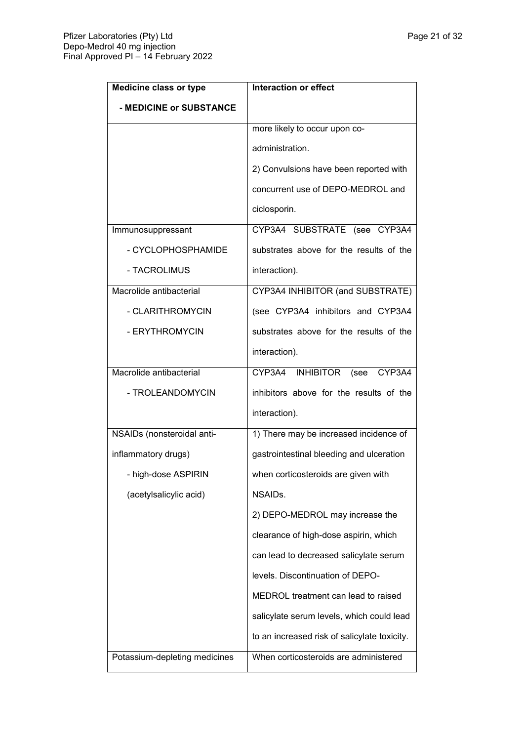| Medicine class or type<br>- MEDICINE or SUBSTANCE | Interaction or effect |
|---|---|
| | more likely to occur upon co-administration.<br>2) Convulsions have been reported with concurrent use of DEPO-MEDROL and ciclosporin. |
| Immunosuppressant<br>- CYCLOPHOSPHAMIDE<br>- TACROLIMUS | CYP3A4 SUBSTRATE (see CYP3A4 substrates above for the results of the interaction). |
| Macrolide antibacterial<br>- CLARITHROMYCIN<br>- ERYTHROMYCIN | CYP3A4 INHIBITOR (and SUBSTRATE) (see CYP3A4 inhibitors and CYP3A4 substrates above for the results of the interaction). |
| Macrolide antibacterial<br>- TROLEANDOMYCIN | CYP3A4 INHIBITOR (see CYP3A4 inhibitors above for the results of the interaction). |
| NSAIDs (nonsteroidal anti-inflammatory drugs)<br>- high-dose ASPIRIN (acetylsalicylic acid) | 1) There may be increased incidence of gastrointestinal bleeding and ulceration when corticosteroids are given with NSAIDs.<br>2) DEPO-MEDROL may increase the clearance of high-dose aspirin, which can lead to decreased salicylate serum levels. Discontinuation of DEPO-MEDROL treatment can lead to raised salicylate serum levels, which could lead to an increased risk of salicylate toxicity. |
| Potassium-depleting medicines | When corticosteroids are administered |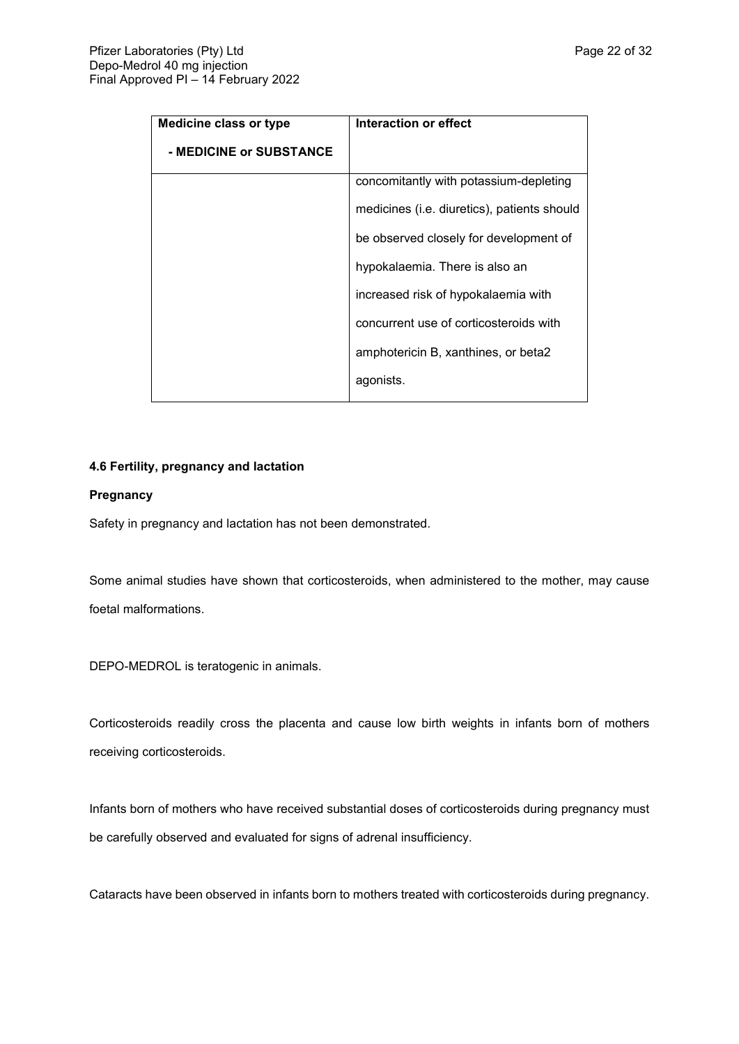| Medicine class or type<br><br>- MEDICINE or SUBSTANCE | Interaction or effect |
| --- | --- |
| | concomitantly with potassium-depleting medicines (i.e. diuretics), patients should be observed closely for development of hypokalaemia. There is also an increased risk of hypokalaemia with concurrent use of corticosteroids with amphotericin B, xanthines, or beta2 agonists. |

### 4.6 Fertility, pregnancy and lactation

#### Pregnancy

Safety in pregnancy and lactation has not been demonstrated.

Some animal studies have shown that corticosteroids, when administered to the mother, may cause foetal malformations.

DEPO-MEDROL is teratogenic in animals.

Corticosteroids readily cross the placenta and cause low birth weights in infants born of mothers receiving corticosteroids.

Infants born of mothers who have received substantial doses of corticosteroids during pregnancy must be carefully observed and evaluated for signs of adrenal insufficiency.

Cataracts have been observed in infants born to mothers treated with corticosteroids during pregnancy.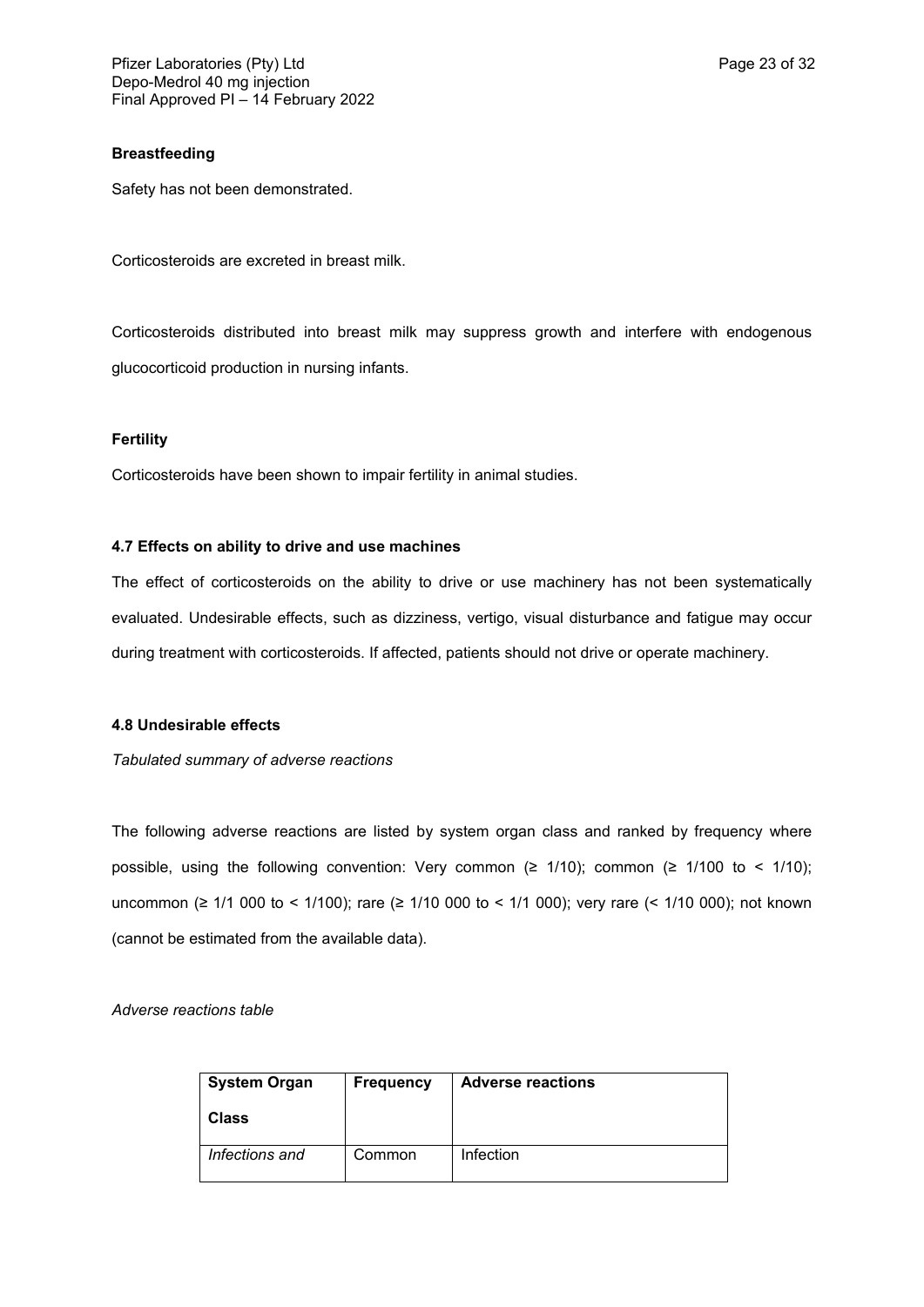**Breastfeeding**

Safety has not been demonstrated.

Corticosteroids are excreted in breast milk.

Corticosteroids distributed into breast milk may suppress growth and interfere with endogenous glucocorticoid production in nursing infants.

**Fertility**

Corticosteroids have been shown to impair fertility in animal studies.

### 4.7 Effects on ability to drive and use machines

The effect of corticosteroids on the ability to drive or use machinery has not been systematically evaluated. Undesirable effects, such as dizziness, vertigo, visual disturbance and fatigue may occur during treatment with corticosteroids. If affected, patients should not drive or operate machinery.

### 4.8 Undesirable effects

*Tabulated summary of adverse reactions*

The following adverse reactions are listed by system organ class and ranked by frequency where possible, using the following convention: Very common (≥ 1/10); common (≥ 1/100 to < 1/10); uncommon (≥ 1/1 000 to < 1/100); rare (≥ 1/10 000 to < 1/1 000); very rare (< 1/10 000); not known (cannot be estimated from the available data).

*Adverse reactions table*

| System Organ Class | Frequency | Adverse reactions |
|---|---|---|
| *Infections and* | Common | Infection |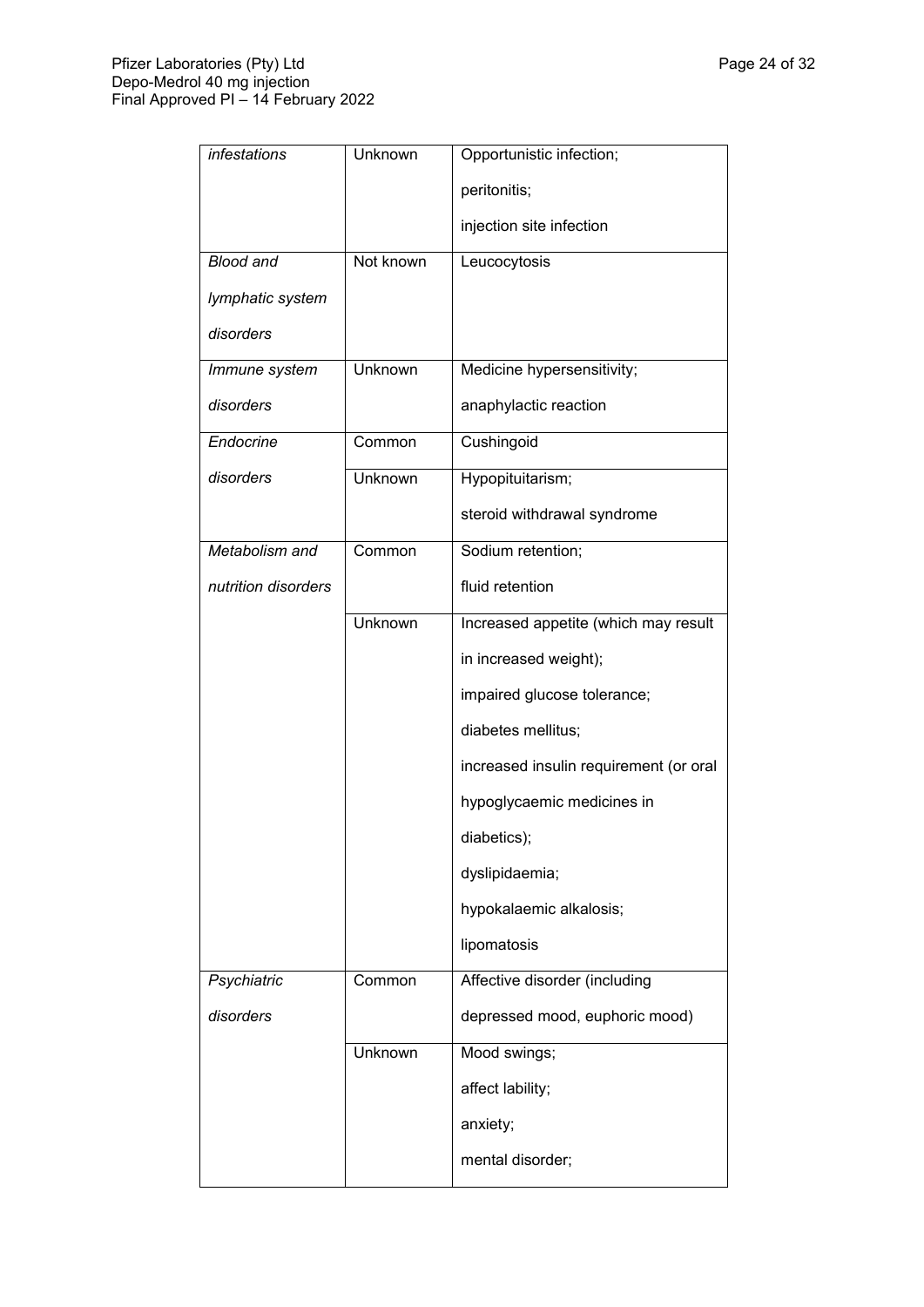| | | |
|---|---|---|
| *infestations* | Unknown | Opportunistic infection;<br>peritonitis;<br>injection site infection |
| *Blood and lymphatic system disorders* | Not known | Leucocytosis |
| *Immune system disorders* | Unknown | Medicine hypersensitivity;<br>anaphylactic reaction |
| *Endocrine disorders* | Common | Cushingoid |
| | Unknown | Hypopituitarism;<br>steroid withdrawal syndrome |
| *Metabolism and nutrition disorders* | Common | Sodium retention;<br>fluid retention |
| | Unknown | Increased appetite (which may result in increased weight);<br>impaired glucose tolerance;<br>diabetes mellitus;<br>increased insulin requirement (or oral hypoglycaemic medicines in diabetics);<br>dyslipidaemia;<br>hypokalaemic alkalosis;<br>lipomatosis |
| *Psychiatric disorders* | Common | Affective disorder (including depressed mood, euphoric mood) |
| | Unknown | Mood swings;<br>affect lability;<br>anxiety;<br>mental disorder; |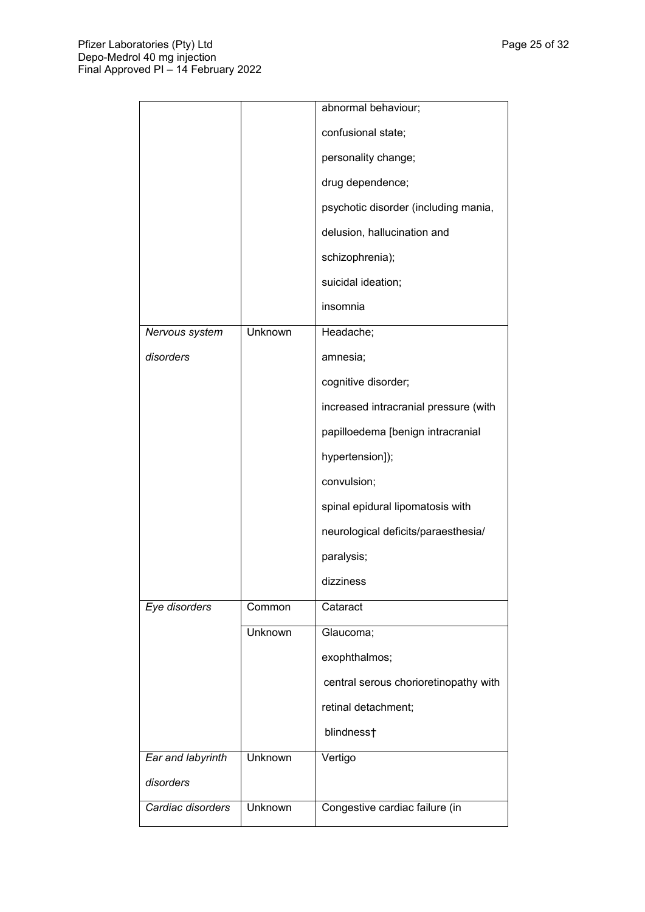| | | |
|---|---|---|
| | | abnormal behaviour; confusional state; personality change; drug dependence; psychotic disorder (including mania, delusion, hallucination and schizophrenia); suicidal ideation; insomnia |
| *Nervous system disorders* | Unknown | Headache; amnesia; cognitive disorder; increased intracranial pressure (with papilloedema [benign intracranial hypertension]); convulsion; spinal epidural lipomatosis with neurological deficits/paraesthesia/ paralysis; dizziness |
| *Eye disorders* | Common | Cataract |
| | Unknown | Glaucoma; exophthalmos; central serous chorioretinopathy with retinal detachment; blindness† |
| *Ear and labyrinth disorders* | Unknown | Vertigo |
| *Cardiac disorders* | Unknown | Congestive cardiac failure (in |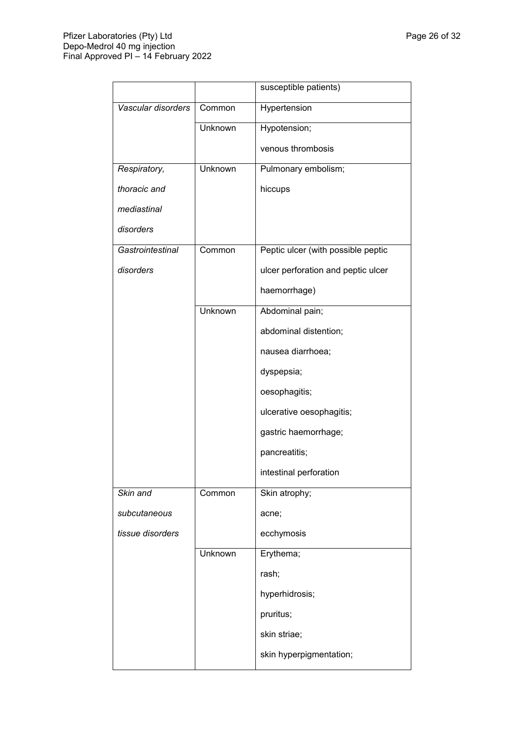| | | susceptible patients) |
|---|---|---|
| *Vascular disorders* | Common | Hypertension |
| | Unknown | Hypotension; venous thrombosis |
| *Respiratory, thoracic and mediastinal disorders* | Unknown | Pulmonary embolism; hiccups |
| *Gastrointestinal disorders* | Common | Peptic ulcer (with possible peptic ulcer perforation and peptic ulcer haemorrhage) |
| | Unknown | Abdominal pain; abdominal distention; nausea diarrhoea; dyspepsia; oesophagitis; ulcerative oesophagitis; gastric haemorrhage; pancreatitis; intestinal perforation |
| *Skin and subcutaneous tissue disorders* | Common | Skin atrophy; acne; ecchymosis |
| | Unknown | Erythema; rash; hyperhidrosis; pruritus; skin striae; skin hyperpigmentation; |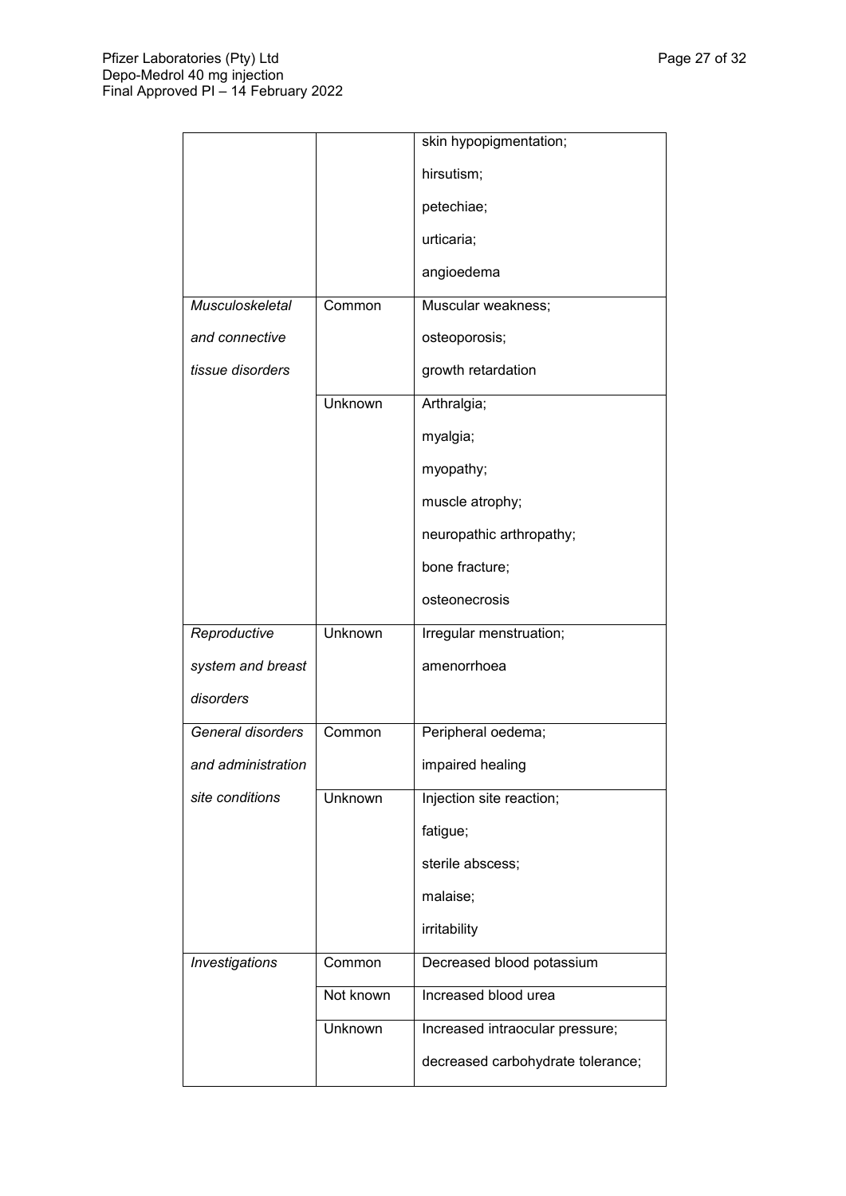| | | |
|---|---|---|
| | | skin hypopigmentation; hirsutism; petechiae; urticaria; angioedema |
| *Musculoskeletal and connective tissue disorders* | Common | Muscular weakness; osteoporosis; growth retardation |
| | Unknown | Arthralgia; myalgia; myopathy; muscle atrophy; neuropathic arthropathy; bone fracture; osteonecrosis |
| *Reproductive system and breast disorders* | Unknown | Irregular menstruation; amenorrhoea |
| *General disorders and administration site conditions* | Common | Peripheral oedema; impaired healing |
| | Unknown | Injection site reaction; fatigue; sterile abscess; malaise; irritability |
| *Investigations* | Common | Decreased blood potassium |
| | Not known | Increased blood urea |
| | Unknown | Increased intraocular pressure; decreased carbohydrate tolerance; |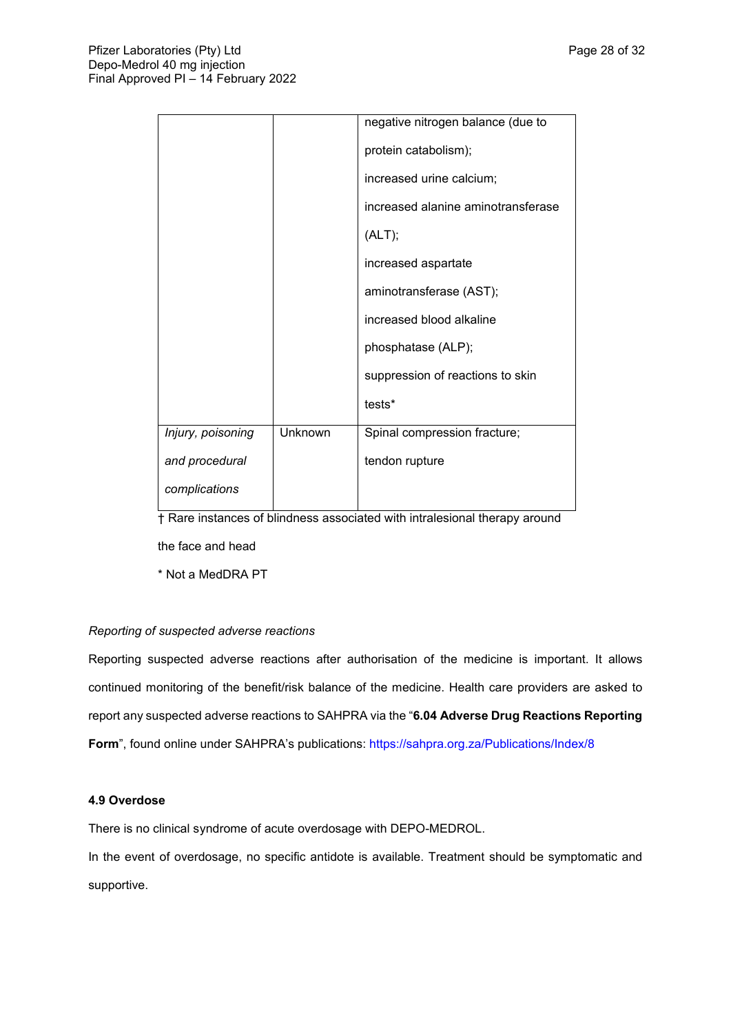| | | |
|---|---|---|
| | | negative nitrogen balance (due to protein catabolism); increased urine calcium; increased alanine aminotransferase (ALT); increased aspartate aminotransferase (AST); increased blood alkaline phosphatase (ALP); suppression of reactions to skin tests* |
| *Injury, poisoning and procedural complications* | Unknown | Spinal compression fracture; tendon rupture |

† Rare instances of blindness associated with intralesional therapy around the face and head

* Not a MedDRA PT

*Reporting of suspected adverse reactions*

Reporting suspected adverse reactions after authorisation of the medicine is important. It allows continued monitoring of the benefit/risk balance of the medicine. Health care providers are asked to report any suspected adverse reactions to SAHPRA via the "**6.04 Adverse Drug Reactions Reporting Form**", found online under SAHPRA's publications: https://sahpra.org.za/Publications/Index/8

#### 4.9 Overdose

There is no clinical syndrome of acute overdosage with DEPO-MEDROL.

In the event of overdosage, no specific antidote is available. Treatment should be symptomatic and supportive.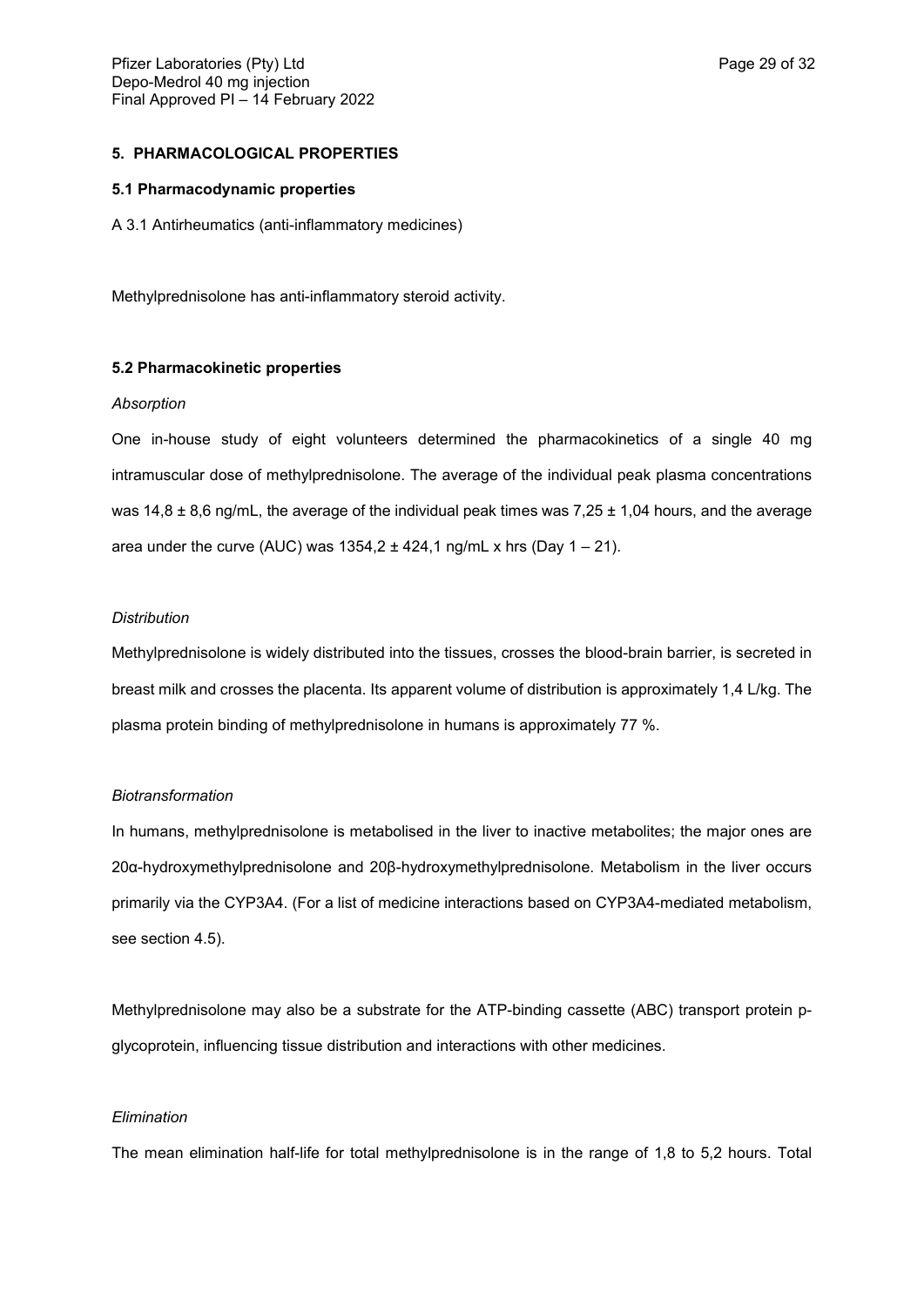## 5. PHARMACOLOGICAL PROPERTIES

### 5.1 Pharmacodynamic properties

A 3.1 Antirheumatics (anti-inflammatory medicines)

Methylprednisolone has anti-inflammatory steroid activity.

### 5.2 Pharmacokinetic properties

*Absorption*

One in-house study of eight volunteers determined the pharmacokinetics of a single 40 mg intramuscular dose of methylprednisolone. The average of the individual peak plasma concentrations was 14,8 ± 8,6 ng/mL, the average of the individual peak times was 7,25 ± 1,04 hours, and the average area under the curve (AUC) was 1354,2 ± 424,1 ng/mL x hrs (Day 1 – 21).

*Distribution*

Methylprednisolone is widely distributed into the tissues, crosses the blood-brain barrier, is secreted in breast milk and crosses the placenta. Its apparent volume of distribution is approximately 1,4 L/kg. The plasma protein binding of methylprednisolone in humans is approximately 77 %.

*Biotransformation*

In humans, methylprednisolone is metabolised in the liver to inactive metabolites; the major ones are 20α-hydroxymethylprednisolone and 20β-hydroxymethylprednisolone. Metabolism in the liver occurs primarily via the CYP3A4. (For a list of medicine interactions based on CYP3A4-mediated metabolism, see section 4.5).

Methylprednisolone may also be a substrate for the ATP-binding cassette (ABC) transport protein p-glycoprotein, influencing tissue distribution and interactions with other medicines.

*Elimination*

The mean elimination half-life for total methylprednisolone is in the range of 1,8 to 5,2 hours. Total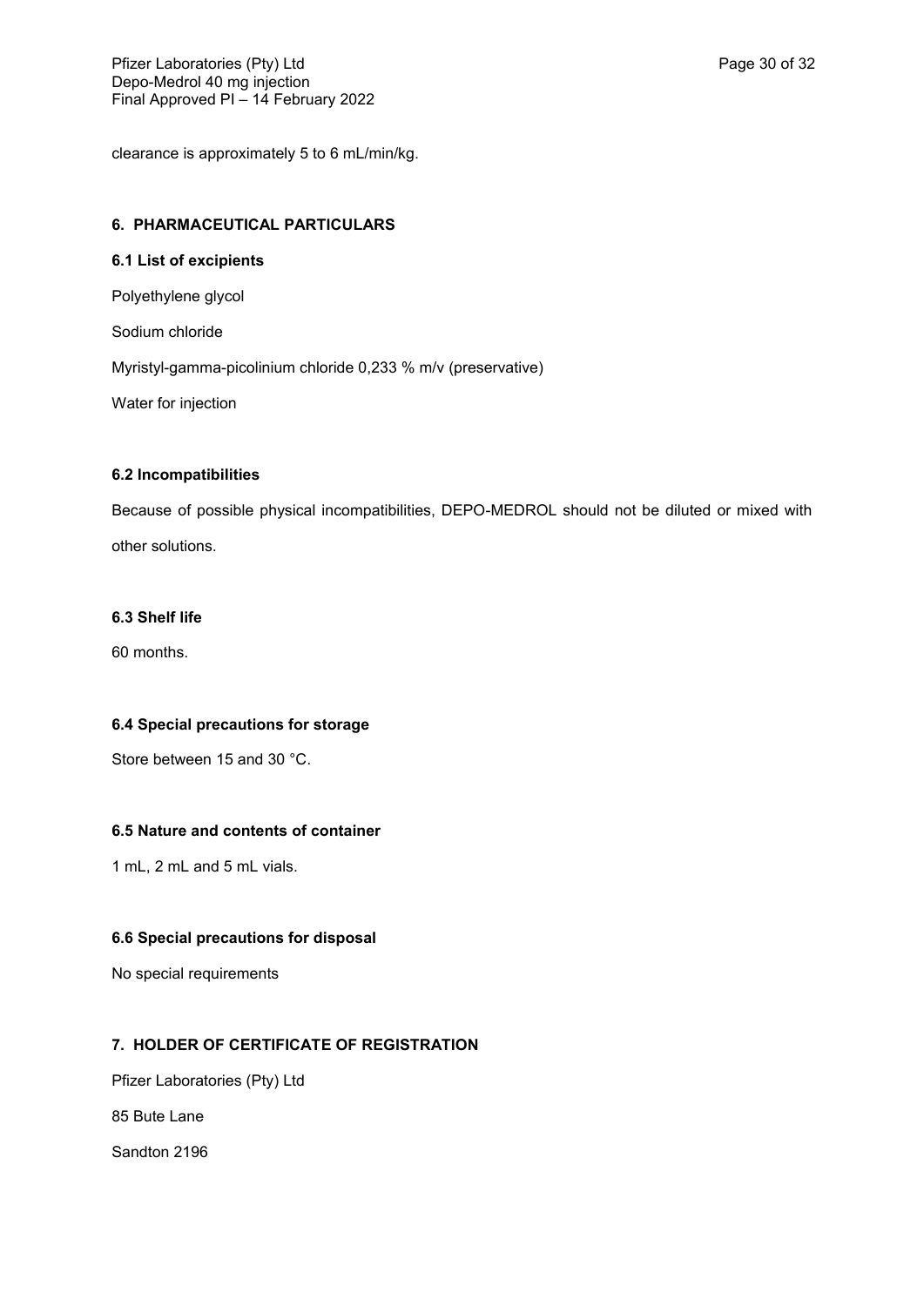clearance is approximately 5 to 6 mL/min/kg.

## 6. PHARMACEUTICAL PARTICULARS

### 6.1 List of excipients

Polyethylene glycol

Sodium chloride

Myristyl-gamma-picolinium chloride 0,233 % m/v (preservative)

Water for injection

### 6.2 Incompatibilities

Because of possible physical incompatibilities, DEPO-MEDROL should not be diluted or mixed with other solutions.

### 6.3 Shelf life

60 months.

### 6.4 Special precautions for storage

Store between 15 and 30 °C.

### 6.5 Nature and contents of container

1 mL, 2 mL and 5 mL vials.

### 6.6 Special precautions for disposal

No special requirements

## 7. HOLDER OF CERTIFICATE OF REGISTRATION

Pfizer Laboratories (Pty) Ltd

85 Bute Lane

Sandton 2196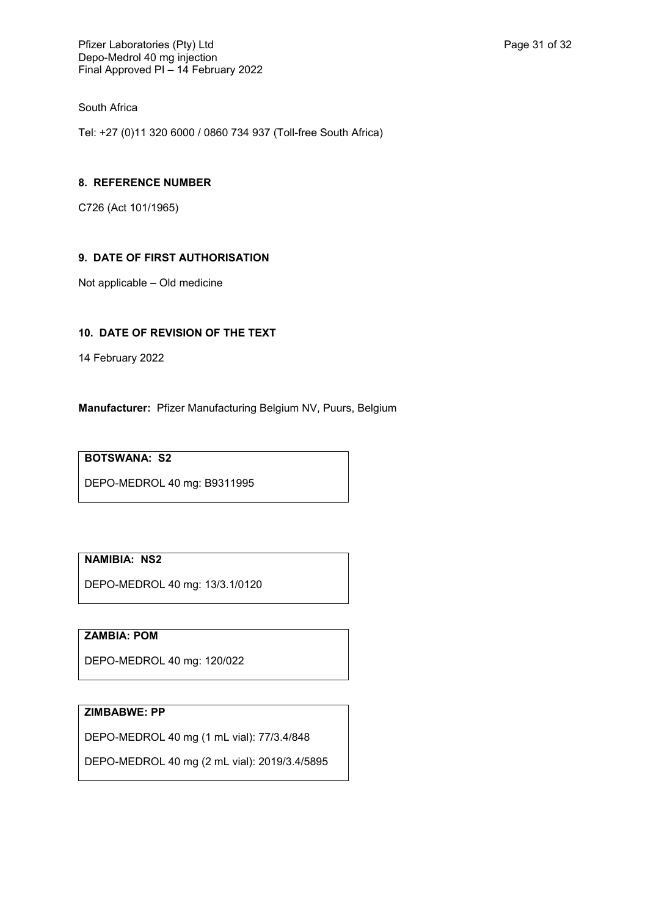South Africa

Tel: +27 (0)11 320 6000 / 0860 734 937 (Toll-free South Africa)

## 8. REFERENCE NUMBER

C726 (Act 101/1965)

## 9. DATE OF FIRST AUTHORISATION

Not applicable – Old medicine

## 10. DATE OF REVISION OF THE TEXT

14 February 2022

**Manufacturer:** Pfizer Manufacturing Belgium NV, Puurs, Belgium

**BOTSWANA: S2**

DEPO-MEDROL 40 mg: B9311995

**NAMIBIA: NS2**

DEPO-MEDROL 40 mg: 13/3.1/0120

**ZAMBIA: POM**

DEPO-MEDROL 40 mg: 120/022

**ZIMBABWE: PP**

DEPO-MEDROL 40 mg (1 mL vial): 77/3.4/848

DEPO-MEDROL 40 mg (2 mL vial): 2019/3.4/5895